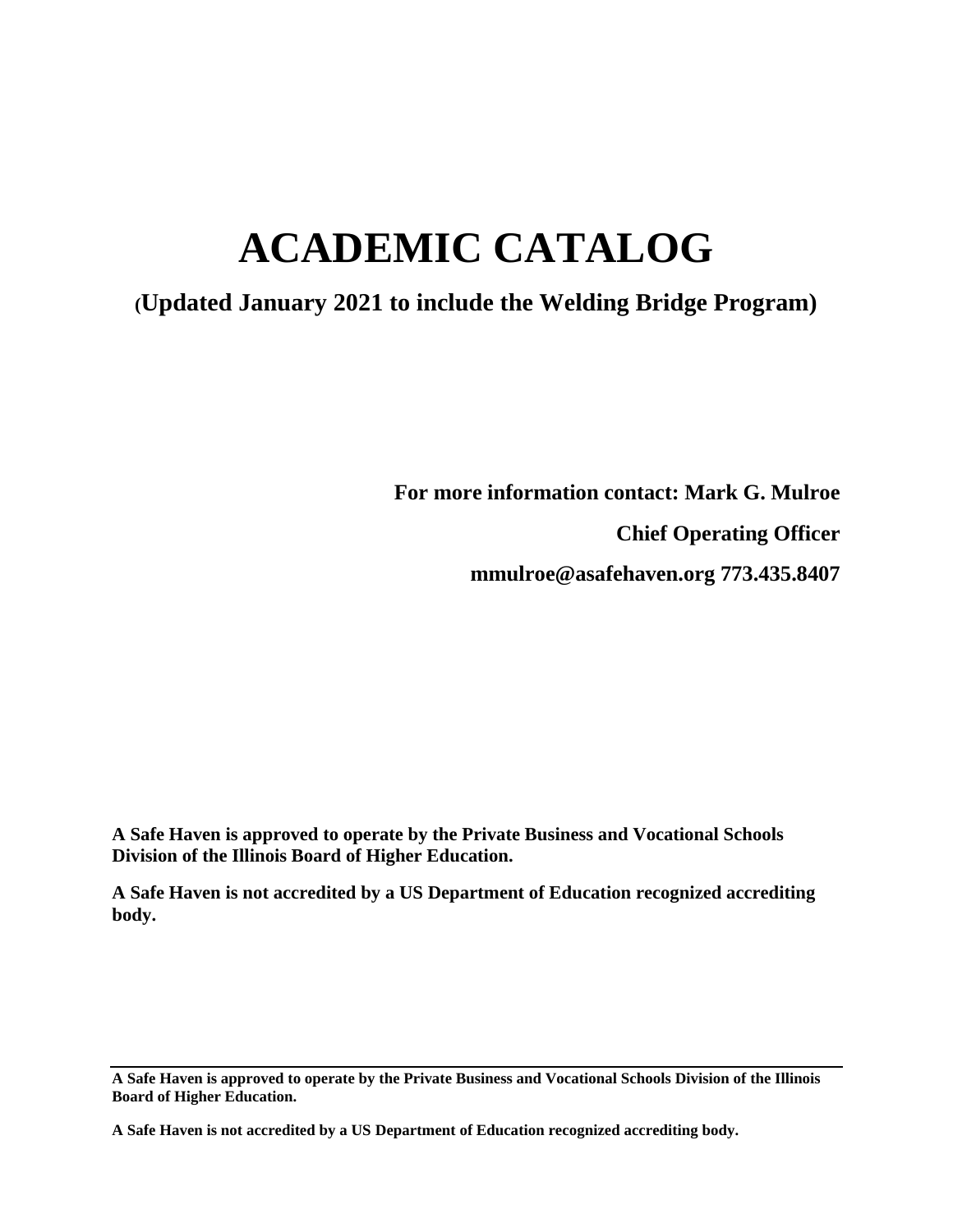# ACADEMIC CATALOG

**(Updated January 2021 to include the Welding Bridge Program)**

**For more information contact: Mark G. Mulroe**

**Chief Operating Officer**

**mmulroe@asafehaven.org 773.435.8407**

**A Safe Haven is approved to operate by the Private Business and Vocational Schools Division of the Illinois Board of Higher Education.**

**A Safe Haven is not accredited by a US Department of Education recognized accrediting body.**

---

**A Safe Haven is approved to operate by the Private Business and Vocational Schools Division of the Illinois Board of Higher Education.**

**A Safe Haven is not accredited by a US Department of Education recognized accrediting body.**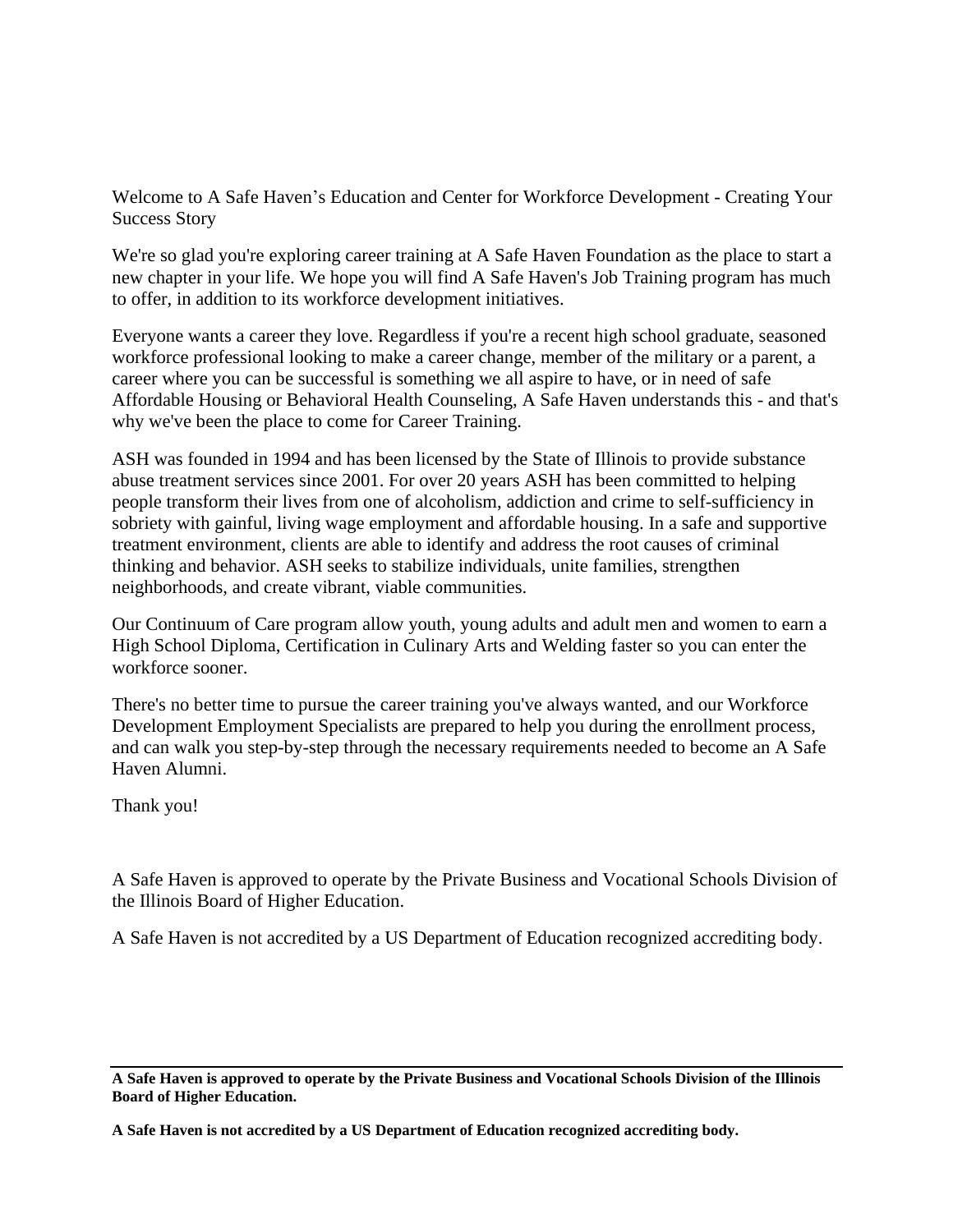Welcome to A Safe Haven's Education and Center for Workforce Development - Creating Your Success Story

We're so glad you're exploring career training at A Safe Haven Foundation as the place to start a new chapter in your life. We hope you will find A Safe Haven's Job Training program has much to offer, in addition to its workforce development initiatives.

Everyone wants a career they love. Regardless if you're a recent high school graduate, seasoned workforce professional looking to make a career change, member of the military or a parent, a career where you can be successful is something we all aspire to have, or in need of safe Affordable Housing or Behavioral Health Counseling, A Safe Haven understands this - and that's why we've been the place to come for Career Training.

ASH was founded in 1994 and has been licensed by the State of Illinois to provide substance abuse treatment services since 2001. For over 20 years ASH has been committed to helping people transform their lives from one of alcoholism, addiction and crime to self-sufficiency in sobriety with gainful, living wage employment and affordable housing. In a safe and supportive treatment environment, clients are able to identify and address the root causes of criminal thinking and behavior. ASH seeks to stabilize individuals, unite families, strengthen neighborhoods, and create vibrant, viable communities.

Our Continuum of Care program allow youth, young adults and adult men and women to earn a High School Diploma, Certification in Culinary Arts and Welding faster so you can enter the workforce sooner.

There's no better time to pursue the career training you've always wanted, and our Workforce Development Employment Specialists are prepared to help you during the enrollment process, and can walk you step-by-step through the necessary requirements needed to become an A Safe Haven Alumni.

Thank you!

A Safe Haven is approved to operate by the Private Business and Vocational Schools Division of the Illinois Board of Higher Education.

A Safe Haven is not accredited by a US Department of Education recognized accrediting body.

---

**A Safe Haven is approved to operate by the Private Business and Vocational Schools Division of the Illinois Board of Higher Education.**

**A Safe Haven is not accredited by a US Department of Education recognized accrediting body.**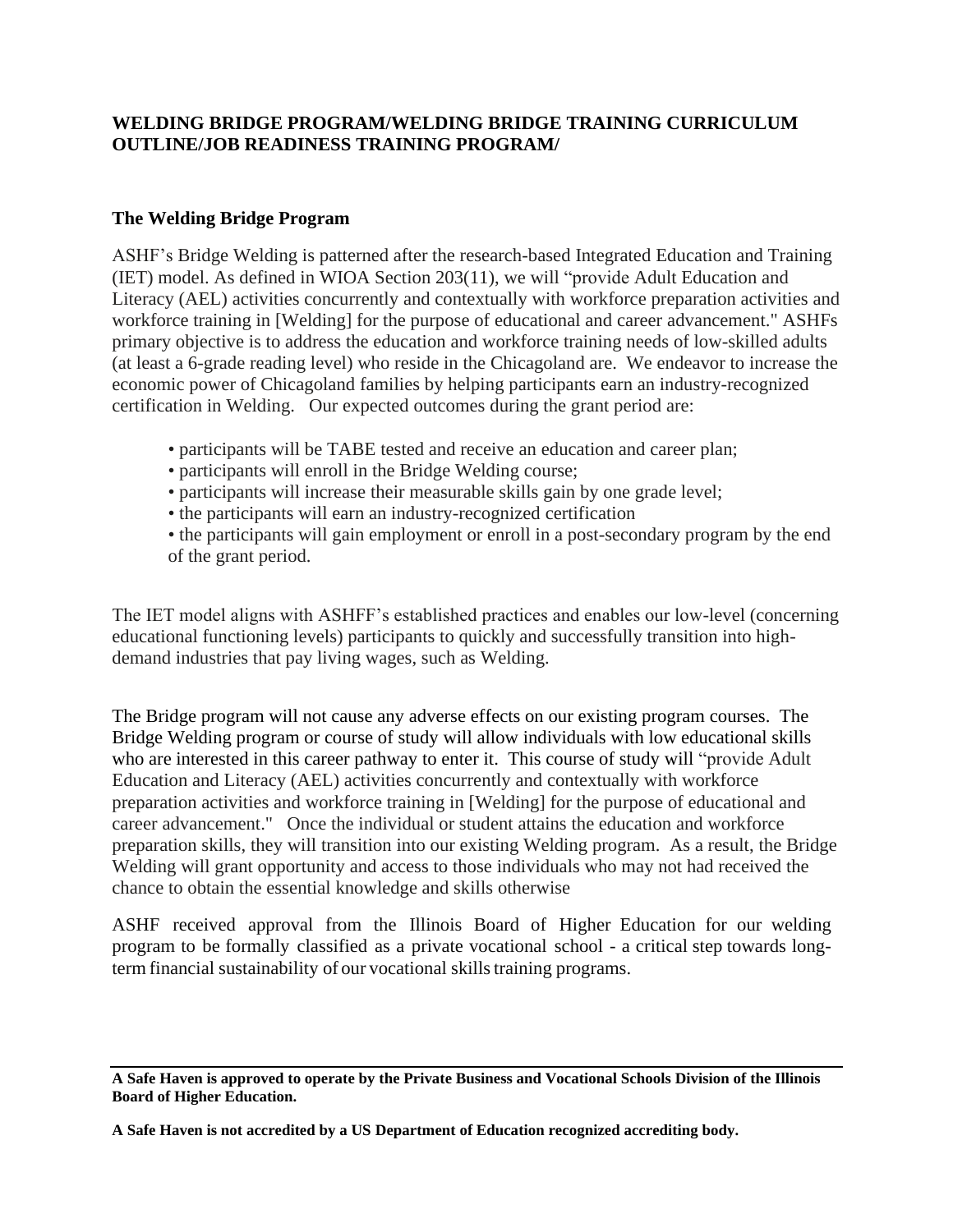**WELDING BRIDGE PROGRAM/WELDING BRIDGE TRAINING CURRICULUM OUTLINE/JOB READINESS TRAINING PROGRAM/**

### The Welding Bridge Program

ASHF's Bridge Welding is patterned after the research-based Integrated Education and Training (IET) model. As defined in WIOA Section 203(11), we will "provide Adult Education and Literacy (AEL) activities concurrently and contextually with workforce preparation activities and workforce training in [Welding] for the purpose of educational and career advancement." ASHFs primary objective is to address the education and workforce training needs of low-skilled adults (at least a 6-grade reading level) who reside in the Chicagoland are. We endeavor to increase the economic power of Chicagoland families by helping participants earn an industry-recognized certification in Welding. Our expected outcomes during the grant period are:

- participants will be TABE tested and receive an education and career plan;
- participants will enroll in the Bridge Welding course;
- participants will increase their measurable skills gain by one grade level;
- the participants will earn an industry-recognized certification
- the participants will gain employment or enroll in a post-secondary program by the end of the grant period.

The IET model aligns with ASHFF's established practices and enables our low-level (concerning educational functioning levels) participants to quickly and successfully transition into high-demand industries that pay living wages, such as Welding.

The Bridge program will not cause any adverse effects on our existing program courses. The Bridge Welding program or course of study will allow individuals with low educational skills who are interested in this career pathway to enter it. This course of study will "provide Adult Education and Literacy (AEL) activities concurrently and contextually with workforce preparation activities and workforce training in [Welding] for the purpose of educational and career advancement." Once the individual or student attains the education and workforce preparation skills, they will transition into our existing Welding program. As a result, the Bridge Welding will grant opportunity and access to those individuals who may not had received the chance to obtain the essential knowledge and skills otherwise

ASHF received approval from the Illinois Board of Higher Education for our welding program to be formally classified as a private vocational school - a critical step towards long-term financial sustainability of our vocational skills training programs.

---

**A Safe Haven is approved to operate by the Private Business and Vocational Schools Division of the Illinois Board of Higher Education.**

**A Safe Haven is not accredited by a US Department of Education recognized accrediting body.**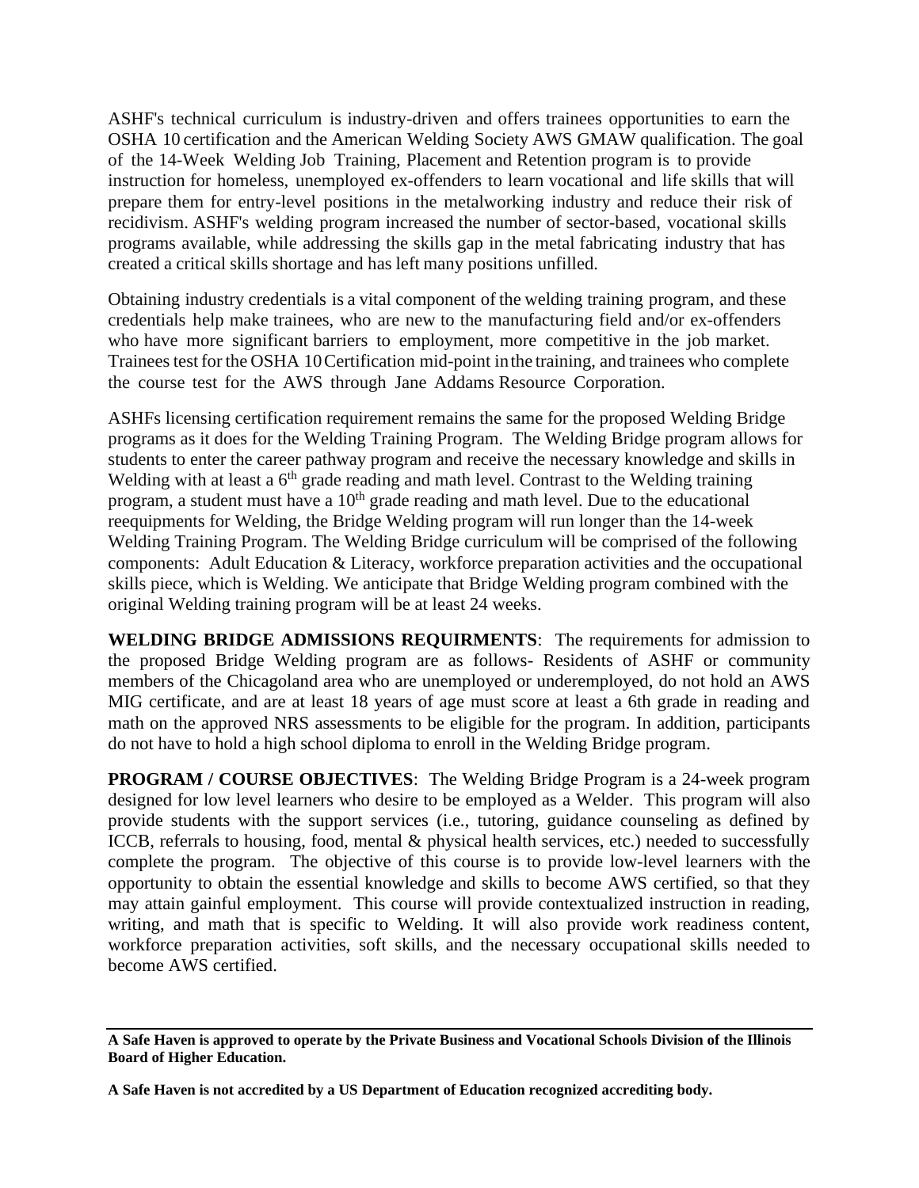ASHF's technical curriculum is industry-driven and offers trainees opportunities to earn the OSHA 10 certification and the American Welding Society AWS GMAW qualification. The goal of the 14-Week Welding Job Training, Placement and Retention program is to provide instruction for homeless, unemployed ex-offenders to learn vocational and life skills that will prepare them for entry-level positions in the metalworking industry and reduce their risk of recidivism. ASHF's welding program increased the number of sector-based, vocational skills programs available, while addressing the skills gap in the metal fabricating industry that has created a critical skills shortage and has left many positions unfilled.

Obtaining industry credentials is a vital component of the welding training program, and these credentials help make trainees, who are new to the manufacturing field and/or ex-offenders who have more significant barriers to employment, more competitive in the job market. Trainees test for the OSHA 10 Certification mid-point in the training, and trainees who complete the course test for the AWS through Jane Addams Resource Corporation.

ASHFs licensing certification requirement remains the same for the proposed Welding Bridge programs as it does for the Welding Training Program. The Welding Bridge program allows for students to enter the career pathway program and receive the necessary knowledge and skills in Welding with at least a 6th grade reading and math level. Contrast to the Welding training program, a student must have a 10th grade reading and math level. Due to the educational reequipments for Welding, the Bridge Welding program will run longer than the 14-week Welding Training Program. The Welding Bridge curriculum will be comprised of the following components: Adult Education & Literacy, workforce preparation activities and the occupational skills piece, which is Welding. We anticipate that Bridge Welding program combined with the original Welding training program will be at least 24 weeks.

**WELDING BRIDGE ADMISSIONS REQUIRMENTS**: The requirements for admission to the proposed Bridge Welding program are as follows- Residents of ASHF or community members of the Chicagoland area who are unemployed or underemployed, do not hold an AWS MIG certificate, and are at least 18 years of age must score at least a 6th grade in reading and math on the approved NRS assessments to be eligible for the program. In addition, participants do not have to hold a high school diploma to enroll in the Welding Bridge program.

**PROGRAM / COURSE OBJECTIVES**: The Welding Bridge Program is a 24-week program designed for low level learners who desire to be employed as a Welder. This program will also provide students with the support services (i.e., tutoring, guidance counseling as defined by ICCB, referrals to housing, food, mental & physical health services, etc.) needed to successfully complete the program. The objective of this course is to provide low-level learners with the opportunity to obtain the essential knowledge and skills to become AWS certified, so that they may attain gainful employment. This course will provide contextualized instruction in reading, writing, and math that is specific to Welding. It will also provide work readiness content, workforce preparation activities, soft skills, and the necessary occupational skills needed to become AWS certified.

---

**A Safe Haven is approved to operate by the Private Business and Vocational Schools Division of the Illinois Board of Higher Education.**

**A Safe Haven is not accredited by a US Department of Education recognized accrediting body.**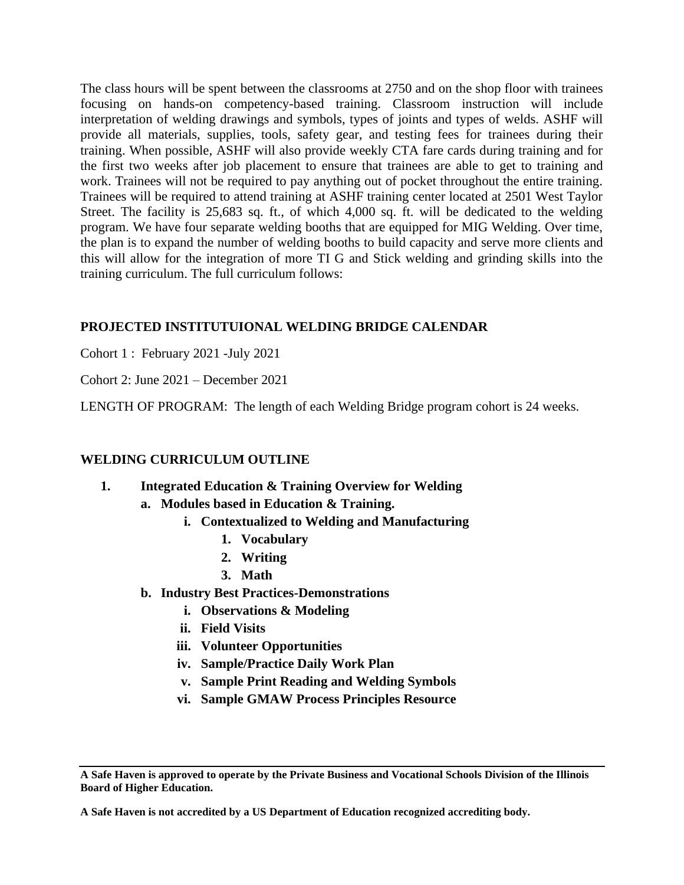The class hours will be spent between the classrooms at 2750 and on the shop floor with trainees focusing on hands-on competency-based training. Classroom instruction will include interpretation of welding drawings and symbols, types of joints and types of welds. ASHF will provide all materials, supplies, tools, safety gear, and testing fees for trainees during their training. When possible, ASHF will also provide weekly CTA fare cards during training and for the first two weeks after job placement to ensure that trainees are able to get to training and work. Trainees will not be required to pay anything out of pocket throughout the entire training. Trainees will be required to attend training at ASHF training center located at 2501 West Taylor Street. The facility is 25,683 sq. ft., of which 4,000 sq. ft. will be dedicated to the welding program. We have four separate welding booths that are equipped for MIG Welding. Over time, the plan is to expand the number of welding booths to build capacity and serve more clients and this will allow for the integration of more TI G and Stick welding and grinding skills into the training curriculum. The full curriculum follows:

## PROJECTED INSTITUTUIONAL WELDING BRIDGE CALENDAR

Cohort 1 : February 2021 -July 2021

Cohort 2: June 2021 – December 2021

LENGTH OF PROGRAM: The length of each Welding Bridge program cohort is 24 weeks.

## WELDING CURRICULUM OUTLINE

1. **Integrated Education & Training Overview for Welding**
   a. **Modules based in Education & Training.**
      i. **Contextualized to Welding and Manufacturing**
         1. **Vocabulary**
         2. **Writing**
         3. **Math**
   b. **Industry Best Practices-Demonstrations**
      i. **Observations & Modeling**
      ii. **Field Visits**
      iii. **Volunteer Opportunities**
      iv. **Sample/Practice Daily Work Plan**
      v. **Sample Print Reading and Welding Symbols**
      vi. **Sample GMAW Process Principles Resource**

**A Safe Haven is approved to operate by the Private Business and Vocational Schools Division of the Illinois Board of Higher Education.**

**A Safe Haven is not accredited by a US Department of Education recognized accrediting body.**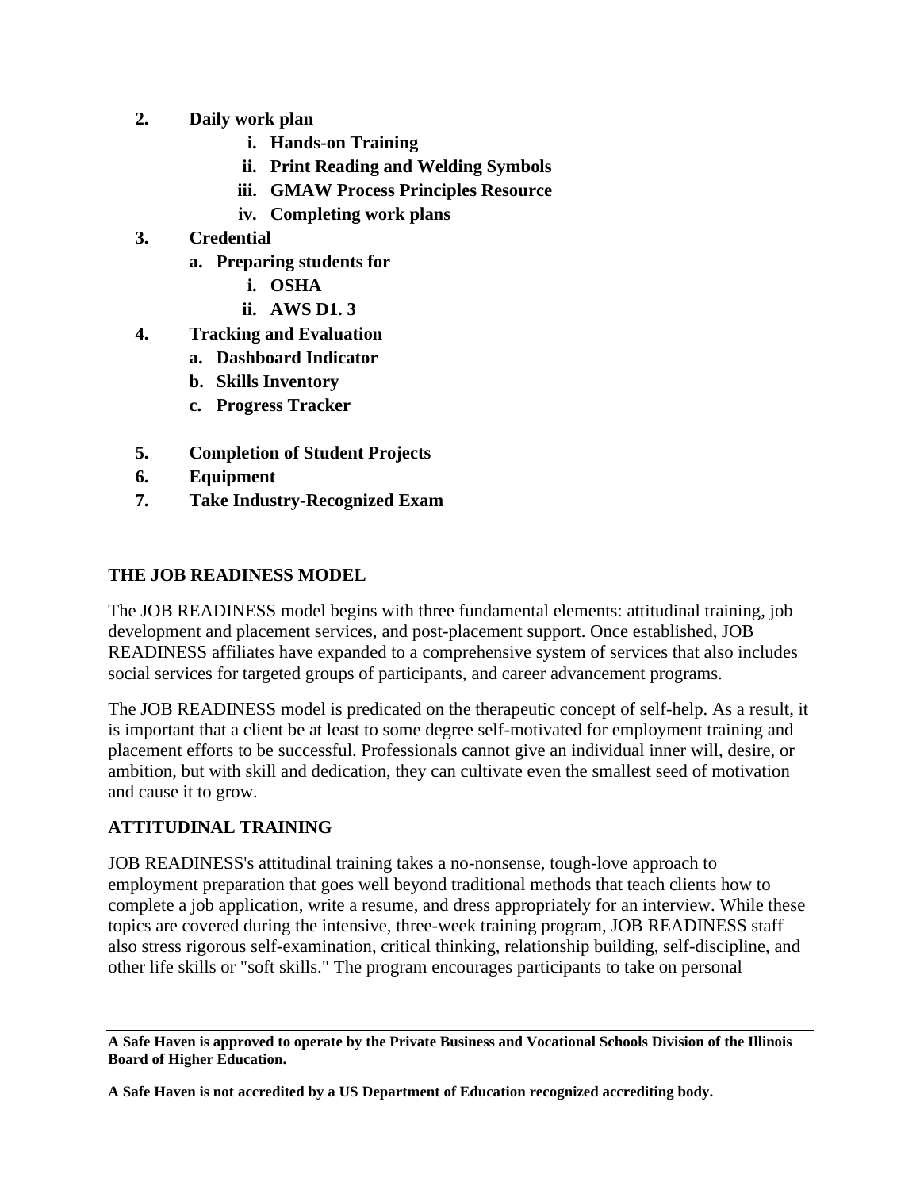2. **Daily work plan**
    i. **Hands-on Training**
    ii. **Print Reading and Welding Symbols**
    iii. **GMAW Process Principles Resource**
    iv. **Completing work plans**
3. **Credential**
    a. **Preparing students for**
        i. **OSHA**
        ii. **AWS D1. 3**
4. **Tracking and Evaluation**
    a. **Dashboard Indicator**
    b. **Skills Inventory**
    c. **Progress Tracker**
5. **Completion of Student Projects**
6. **Equipment**
7. **Take Industry-Recognized Exam**

## THE JOB READINESS MODEL

The JOB READINESS model begins with three fundamental elements: attitudinal training, job development and placement services, and post-placement support. Once established, JOB READINESS affiliates have expanded to a comprehensive system of services that also includes social services for targeted groups of participants, and career advancement programs.

The JOB READINESS model is predicated on the therapeutic concept of self-help. As a result, it is important that a client be at least to some degree self-motivated for employment training and placement efforts to be successful. Professionals cannot give an individual inner will, desire, or ambition, but with skill and dedication, they can cultivate even the smallest seed of motivation and cause it to grow.

## ATTITUDINAL TRAINING

JOB READINESS's attitudinal training takes a no-nonsense, tough-love approach to employment preparation that goes well beyond traditional methods that teach clients how to complete a job application, write a resume, and dress appropriately for an interview. While these topics are covered during the intensive, three-week training program, JOB READINESS staff also stress rigorous self-examination, critical thinking, relationship building, self-discipline, and other life skills or "soft skills." The program encourages participants to take on personal

**A Safe Haven is approved to operate by the Private Business and Vocational Schools Division of the Illinois Board of Higher Education.**

**A Safe Haven is not accredited by a US Department of Education recognized accrediting body.**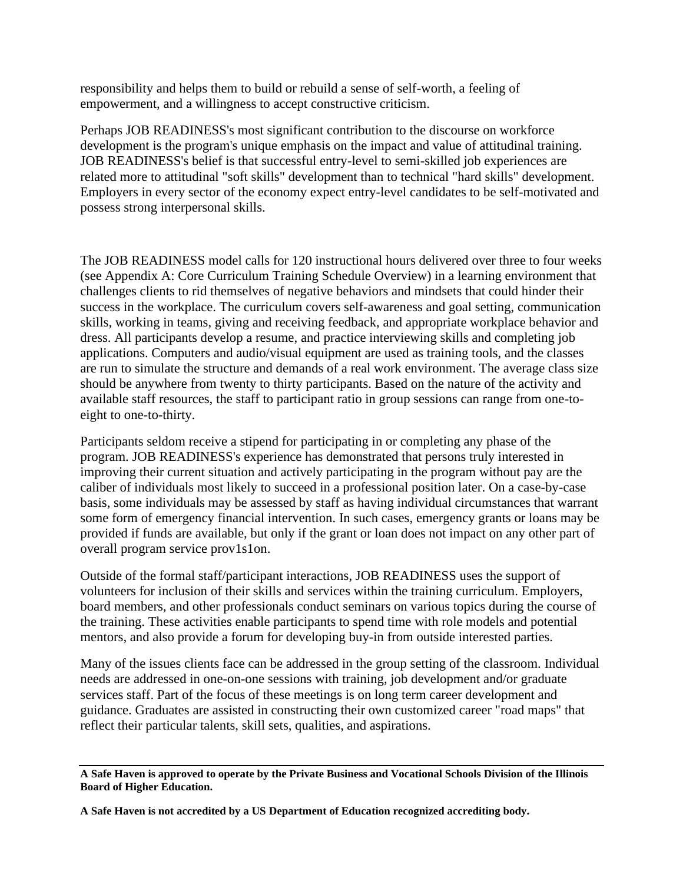responsibility and helps them to build or rebuild a sense of self-worth, a feeling of empowerment, and a willingness to accept constructive criticism.

Perhaps JOB READINESS's most significant contribution to the discourse on workforce development is the program's unique emphasis on the impact and value of attitudinal training. JOB READINESS's belief is that successful entry-level to semi-skilled job experiences are related more to attitudinal "soft skills" development than to technical "hard skills" development. Employers in every sector of the economy expect entry-level candidates to be self-motivated and possess strong interpersonal skills.

The JOB READINESS model calls for 120 instructional hours delivered over three to four weeks (see Appendix A: Core Curriculum Training Schedule Overview) in a learning environment that challenges clients to rid themselves of negative behaviors and mindsets that could hinder their success in the workplace. The curriculum covers self-awareness and goal setting, communication skills, working in teams, giving and receiving feedback, and appropriate workplace behavior and dress. All participants develop a resume, and practice interviewing skills and completing job applications. Computers and audio/visual equipment are used as training tools, and the classes are run to simulate the structure and demands of a real work environment. The average class size should be anywhere from twenty to thirty participants. Based on the nature of the activity and available staff resources, the staff to participant ratio in group sessions can range from one-to-eight to one-to-thirty.

Participants seldom receive a stipend for participating in or completing any phase of the program. JOB READINESS's experience has demonstrated that persons truly interested in improving their current situation and actively participating in the program without pay are the caliber of individuals most likely to succeed in a professional position later. On a case-by-case basis, some individuals may be assessed by staff as having individual circumstances that warrant some form of emergency financial intervention. In such cases, emergency grants or loans may be provided if funds are available, but only if the grant or loan does not impact on any other part of overall program service prov1s1on.

Outside of the formal staff/participant interactions, JOB READINESS uses the support of volunteers for inclusion of their skills and services within the training curriculum. Employers, board members, and other professionals conduct seminars on various topics during the course of the training. These activities enable participants to spend time with role models and potential mentors, and also provide a forum for developing buy-in from outside interested parties.

Many of the issues clients face can be addressed in the group setting of the classroom. Individual needs are addressed in one-on-one sessions with training, job development and/or graduate services staff. Part of the focus of these meetings is on long term career development and guidance. Graduates are assisted in constructing their own customized career "road maps" that reflect their particular talents, skill sets, qualities, and aspirations.

---

**A Safe Haven is approved to operate by the Private Business and Vocational Schools Division of the Illinois Board of Higher Education.**

**A Safe Haven is not accredited by a US Department of Education recognized accrediting body.**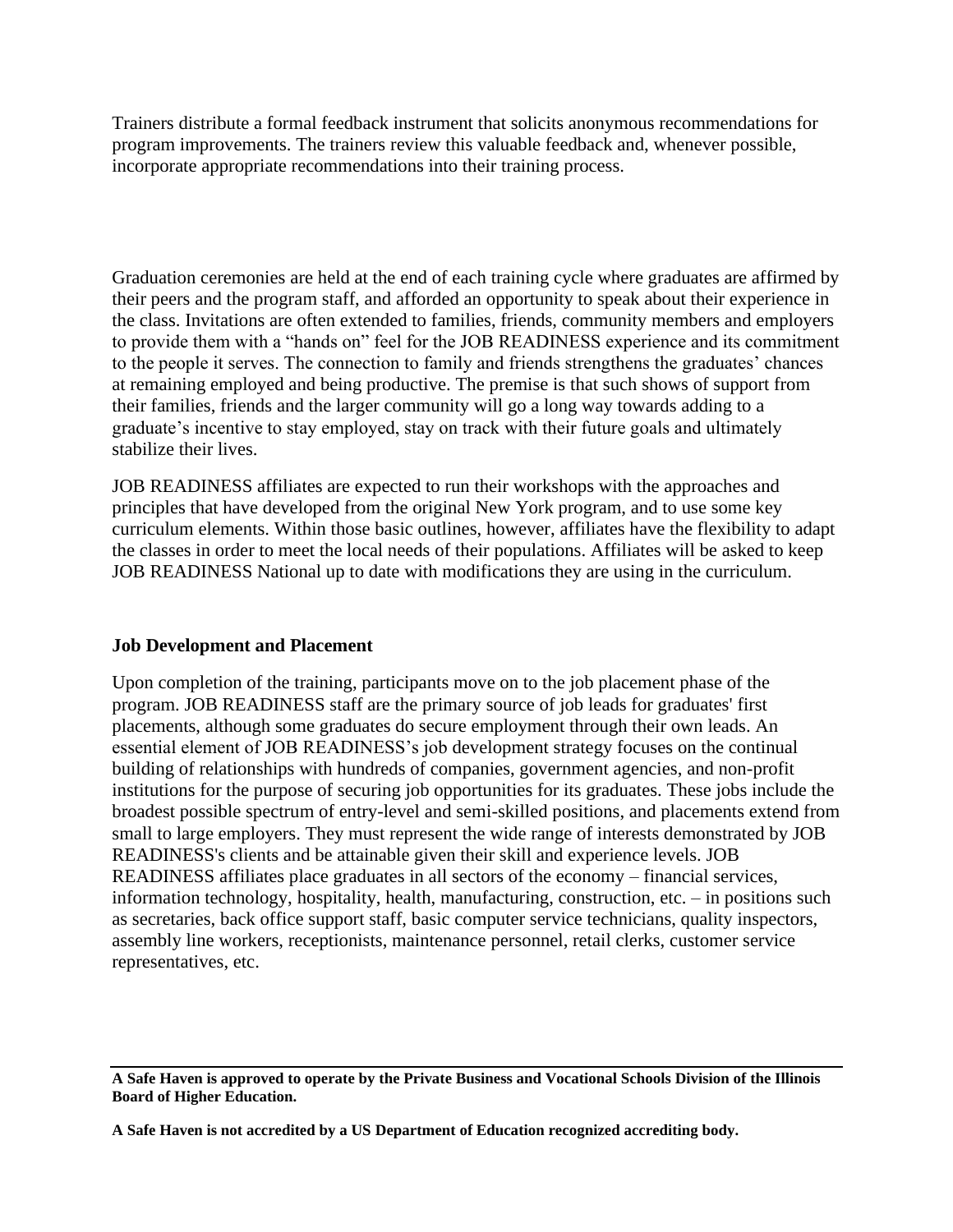Trainers distribute a formal feedback instrument that solicits anonymous recommendations for program improvements. The trainers review this valuable feedback and, whenever possible, incorporate appropriate recommendations into their training process.

Graduation ceremonies are held at the end of each training cycle where graduates are affirmed by their peers and the program staff, and afforded an opportunity to speak about their experience in the class. Invitations are often extended to families, friends, community members and employers to provide them with a "hands on" feel for the JOB READINESS experience and its commitment to the people it serves. The connection to family and friends strengthens the graduates' chances at remaining employed and being productive. The premise is that such shows of support from their families, friends and the larger community will go a long way towards adding to a graduate's incentive to stay employed, stay on track with their future goals and ultimately stabilize their lives.

JOB READINESS affiliates are expected to run their workshops with the approaches and principles that have developed from the original New York program, and to use some key curriculum elements. Within those basic outlines, however, affiliates have the flexibility to adapt the classes in order to meet the local needs of their populations. Affiliates will be asked to keep JOB READINESS National up to date with modifications they are using in the curriculum.

**Job Development and Placement**

Upon completion of the training, participants move on to the job placement phase of the program. JOB READINESS staff are the primary source of job leads for graduates' first placements, although some graduates do secure employment through their own leads. An essential element of JOB READINESS's job development strategy focuses on the continual building of relationships with hundreds of companies, government agencies, and non-profit institutions for the purpose of securing job opportunities for its graduates. These jobs include the broadest possible spectrum of entry-level and semi-skilled positions, and placements extend from small to large employers. They must represent the wide range of interests demonstrated by JOB READINESS's clients and be attainable given their skill and experience levels. JOB READINESS affiliates place graduates in all sectors of the economy – financial services, information technology, hospitality, health, manufacturing, construction, etc. – in positions such as secretaries, back office support staff, basic computer service technicians, quality inspectors, assembly line workers, receptionists, maintenance personnel, retail clerks, customer service representatives, etc.

**A Safe Haven is approved to operate by the Private Business and Vocational Schools Division of the Illinois Board of Higher Education.**

**A Safe Haven is not accredited by a US Department of Education recognized accrediting body.**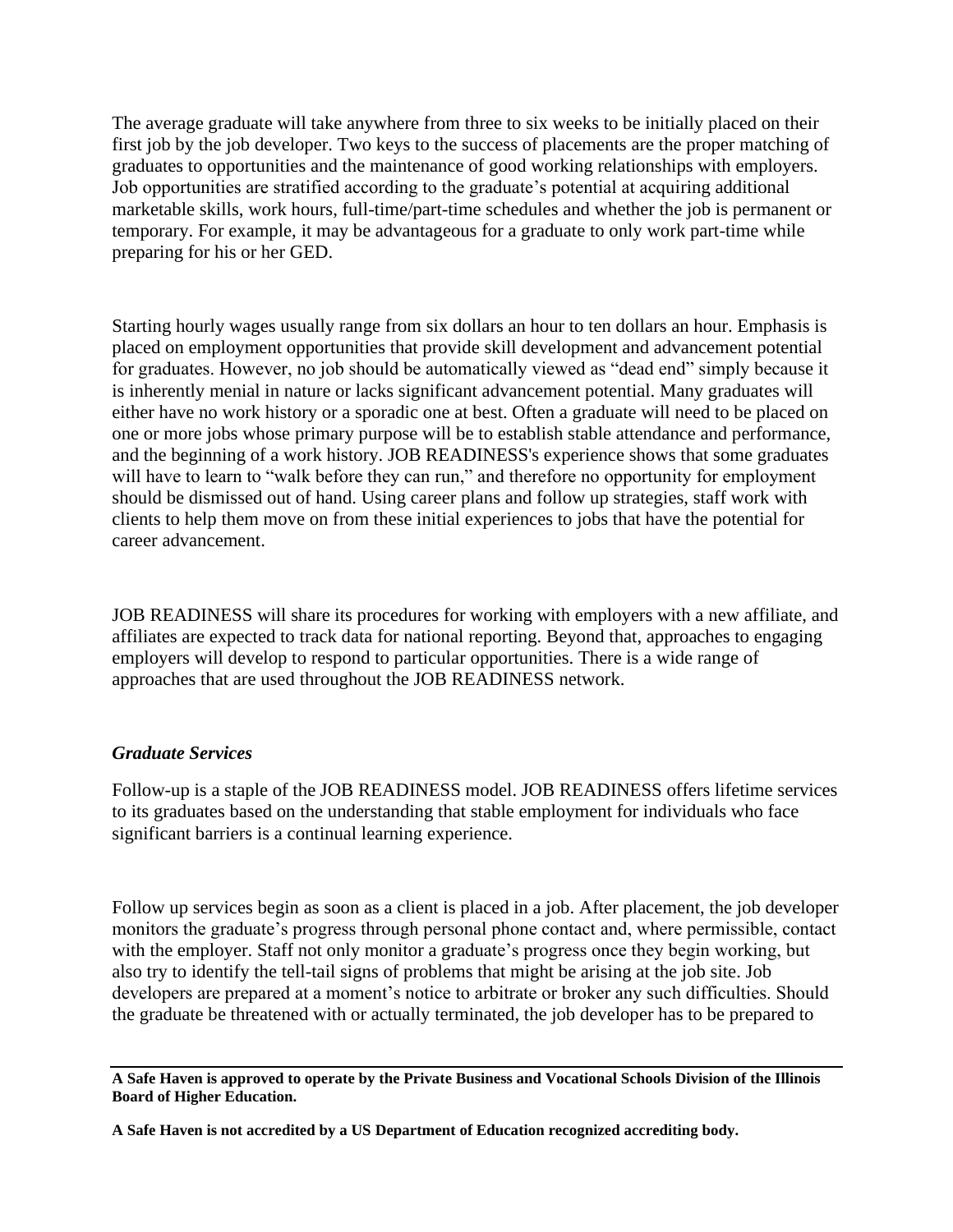The average graduate will take anywhere from three to six weeks to be initially placed on their first job by the job developer. Two keys to the success of placements are the proper matching of graduates to opportunities and the maintenance of good working relationships with employers. Job opportunities are stratified according to the graduate's potential at acquiring additional marketable skills, work hours, full-time/part-time schedules and whether the job is permanent or temporary. For example, it may be advantageous for a graduate to only work part-time while preparing for his or her GED.

Starting hourly wages usually range from six dollars an hour to ten dollars an hour. Emphasis is placed on employment opportunities that provide skill development and advancement potential for graduates. However, no job should be automatically viewed as "dead end" simply because it is inherently menial in nature or lacks significant advancement potential. Many graduates will either have no work history or a sporadic one at best. Often a graduate will need to be placed on one or more jobs whose primary purpose will be to establish stable attendance and performance, and the beginning of a work history. JOB READINESS's experience shows that some graduates will have to learn to "walk before they can run," and therefore no opportunity for employment should be dismissed out of hand. Using career plans and follow up strategies, staff work with clients to help them move on from these initial experiences to jobs that have the potential for career advancement.

JOB READINESS will share its procedures for working with employers with a new affiliate, and affiliates are expected to track data for national reporting. Beyond that, approaches to engaging employers will develop to respond to particular opportunities. There is a wide range of approaches that are used throughout the JOB READINESS network.

### *Graduate Services*

Follow-up is a staple of the JOB READINESS model. JOB READINESS offers lifetime services to its graduates based on the understanding that stable employment for individuals who face significant barriers is a continual learning experience.

Follow up services begin as soon as a client is placed in a job. After placement, the job developer monitors the graduate's progress through personal phone contact and, where permissible, contact with the employer. Staff not only monitor a graduate's progress once they begin working, but also try to identify the tell-tail signs of problems that might be arising at the job site. Job developers are prepared at a moment's notice to arbitrate or broker any such difficulties. Should the graduate be threatened with or actually terminated, the job developer has to be prepared to

**A Safe Haven is approved to operate by the Private Business and Vocational Schools Division of the Illinois Board of Higher Education.**

**A Safe Haven is not accredited by a US Department of Education recognized accrediting body.**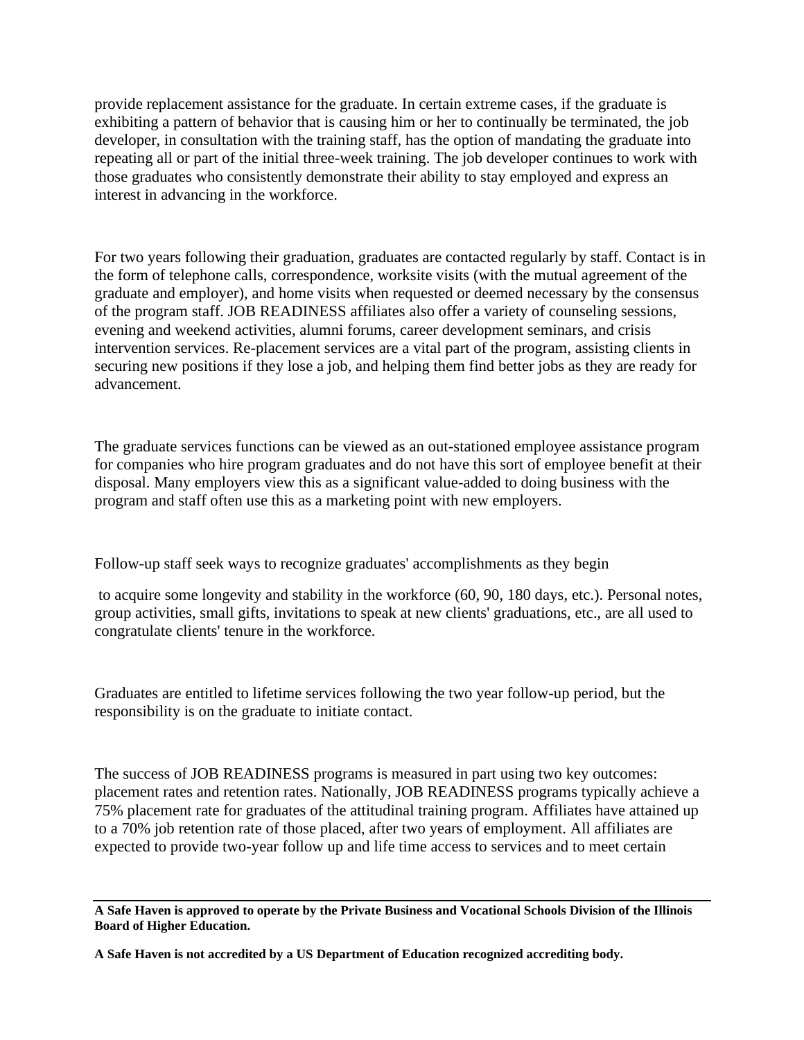provide replacement assistance for the graduate. In certain extreme cases, if the graduate is exhibiting a pattern of behavior that is causing him or her to continually be terminated, the job developer, in consultation with the training staff, has the option of mandating the graduate into repeating all or part of the initial three-week training. The job developer continues to work with those graduates who consistently demonstrate their ability to stay employed and express an interest in advancing in the workforce.

For two years following their graduation, graduates are contacted regularly by staff. Contact is in the form of telephone calls, correspondence, worksite visits (with the mutual agreement of the graduate and employer), and home visits when requested or deemed necessary by the consensus of the program staff. JOB READINESS affiliates also offer a variety of counseling sessions, evening and weekend activities, alumni forums, career development seminars, and crisis intervention services. Re-placement services are a vital part of the program, assisting clients in securing new positions if they lose a job, and helping them find better jobs as they are ready for advancement.

The graduate services functions can be viewed as an out-stationed employee assistance program for companies who hire program graduates and do not have this sort of employee benefit at their disposal. Many employers view this as a significant value-added to doing business with the program and staff often use this as a marketing point with new employers.

Follow-up staff seek ways to recognize graduates' accomplishments as they begin to acquire some longevity and stability in the workforce (60, 90, 180 days, etc.). Personal notes, group activities, small gifts, invitations to speak at new clients' graduations, etc., are all used to congratulate clients' tenure in the workforce.

Graduates are entitled to lifetime services following the two year follow-up period, but the responsibility is on the graduate to initiate contact.

The success of JOB READINESS programs is measured in part using two key outcomes: placement rates and retention rates. Nationally, JOB READINESS programs typically achieve a 75% placement rate for graduates of the attitudinal training program. Affiliates have attained up to a 70% job retention rate of those placed, after two years of employment. All affiliates are expected to provide two-year follow up and life time access to services and to meet certain

**A Safe Haven is approved to operate by the Private Business and Vocational Schools Division of the Illinois Board of Higher Education.**

**A Safe Haven is not accredited by a US Department of Education recognized accrediting body.**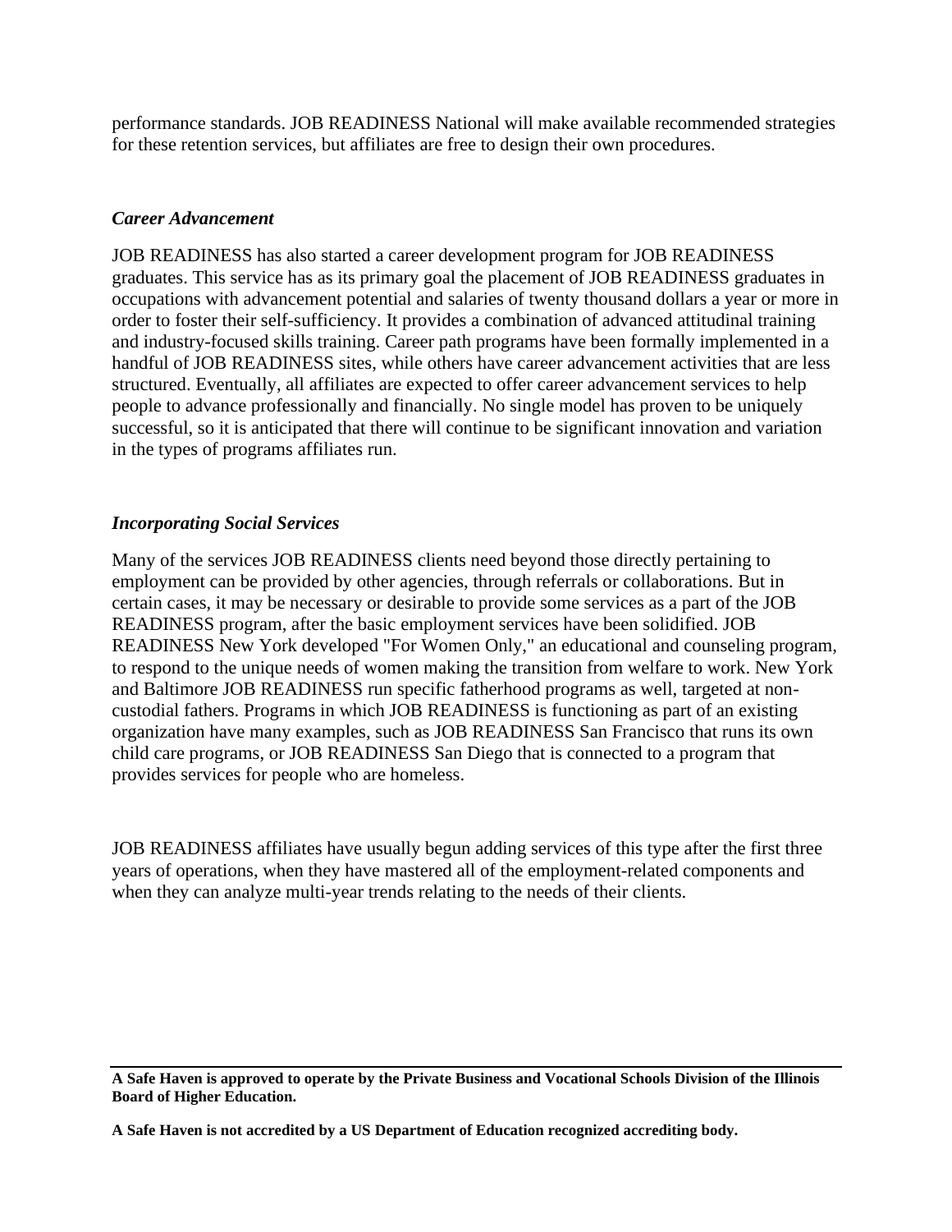performance standards. JOB READINESS National will make available recommended strategies for these retention services, but affiliates are free to design their own procedures.

### *Career Advancement*

JOB READINESS has also started a career development program for JOB READINESS graduates. This service has as its primary goal the placement of JOB READINESS graduates in occupations with advancement potential and salaries of twenty thousand dollars a year or more in order to foster their self-sufficiency. It provides a combination of advanced attitudinal training and industry-focused skills training. Career path programs have been formally implemented in a handful of JOB READINESS sites, while others have career advancement activities that are less structured. Eventually, all affiliates are expected to offer career advancement services to help people to advance professionally and financially. No single model has proven to be uniquely successful, so it is anticipated that there will continue to be significant innovation and variation in the types of programs affiliates run.

### *Incorporating Social Services*

Many of the services JOB READINESS clients need beyond those directly pertaining to employment can be provided by other agencies, through referrals or collaborations. But in certain cases, it may be necessary or desirable to provide some services as a part of the JOB READINESS program, after the basic employment services have been solidified. JOB READINESS New York developed "For Women Only," an educational and counseling program, to respond to the unique needs of women making the transition from welfare to work. New York and Baltimore JOB READINESS run specific fatherhood programs as well, targeted at non-custodial fathers. Programs in which JOB READINESS is functioning as part of an existing organization have many examples, such as JOB READINESS San Francisco that runs its own child care programs, or JOB READINESS San Diego that is connected to a program that provides services for people who are homeless.

JOB READINESS affiliates have usually begun adding services of this type after the first three years of operations, when they have mastered all of the employment-related components and when they can analyze multi-year trends relating to the needs of their clients.

**A Safe Haven is approved to operate by the Private Business and Vocational Schools Division of the Illinois Board of Higher Education.**

**A Safe Haven is not accredited by a US Department of Education recognized accrediting body.**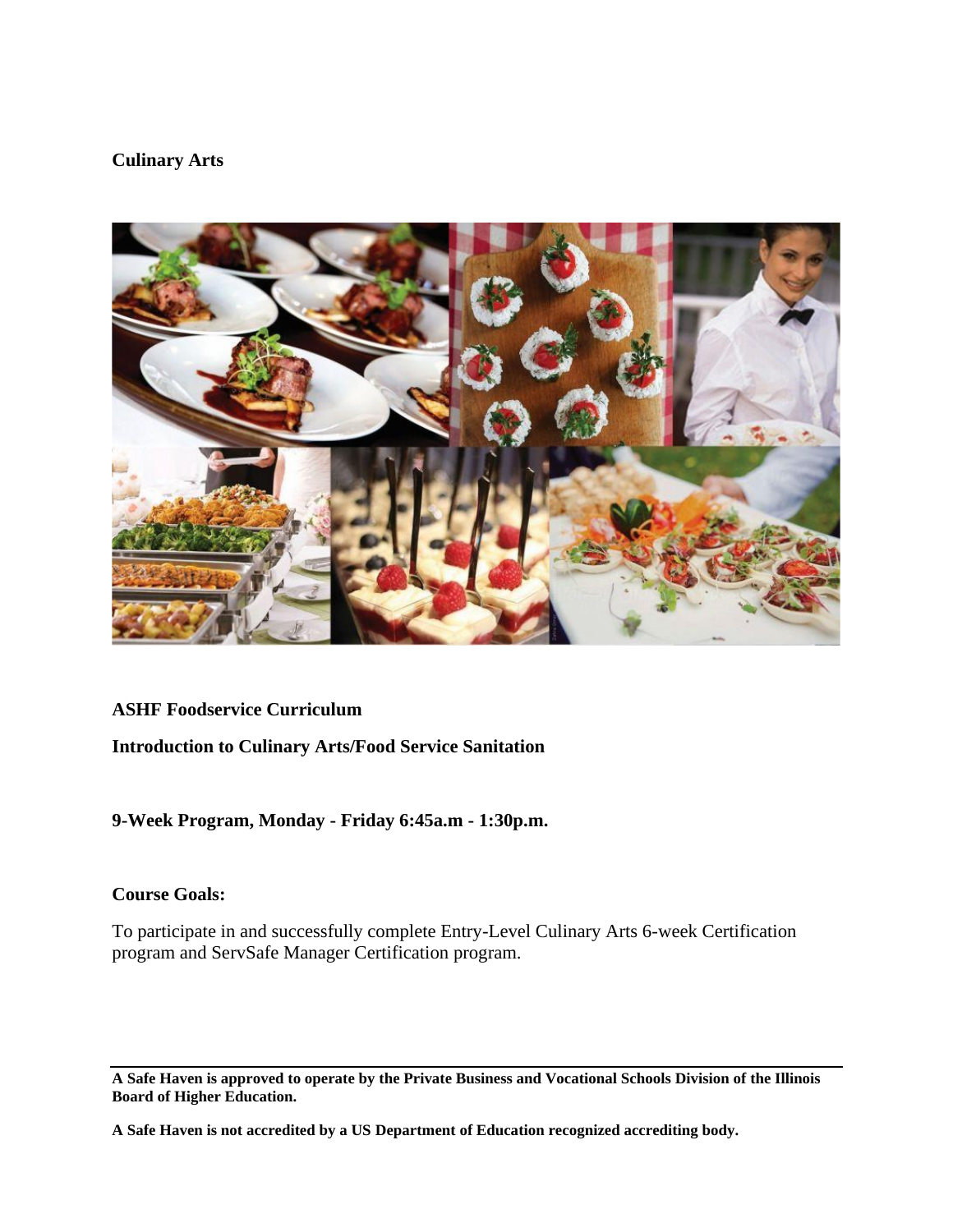**Culinary Arts**

**ASHF Foodservice Curriculum**

**Introduction to Culinary Arts/Food Service Sanitation**

**9-Week Program, Monday - Friday 6:45a.m - 1:30p.m.**

**Course Goals:**

To participate in and successfully complete Entry-Level Culinary Arts 6-week Certification program and ServSafe Manager Certification program.

---

**A Safe Haven is approved to operate by the Private Business and Vocational Schools Division of the Illinois Board of Higher Education.**

**A Safe Haven is not accredited by a US Department of Education recognized accrediting body.**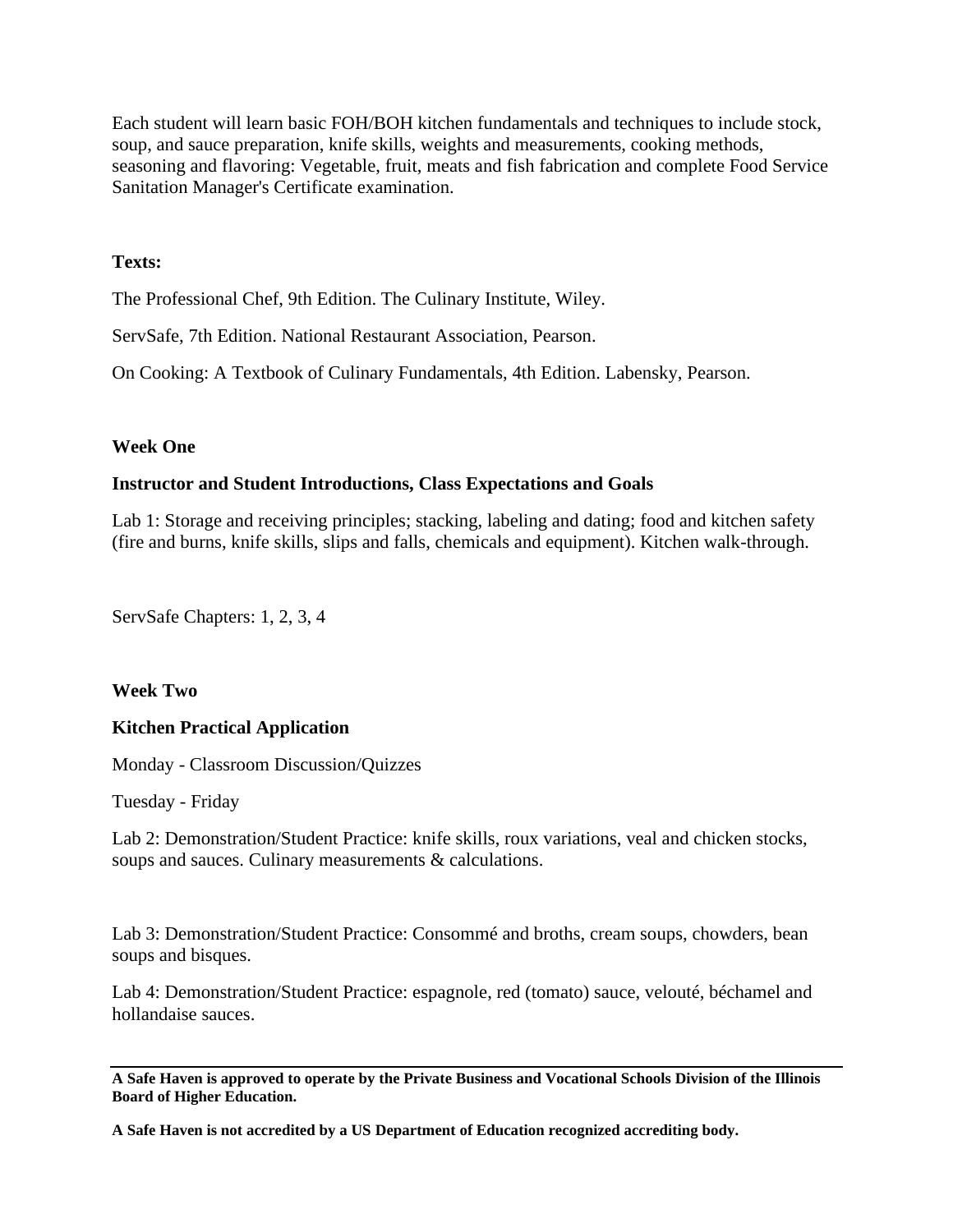Each student will learn basic FOH/BOH kitchen fundamentals and techniques to include stock, soup, and sauce preparation, knife skills, weights and measurements, cooking methods, seasoning and flavoring: Vegetable, fruit, meats and fish fabrication and complete Food Service Sanitation Manager's Certificate examination.

**Texts:**

The Professional Chef, 9th Edition. The Culinary Institute, Wiley.

ServSafe, 7th Edition. National Restaurant Association, Pearson.

On Cooking: A Textbook of Culinary Fundamentals, 4th Edition. Labensky, Pearson.

**Week One**

**Instructor and Student Introductions, Class Expectations and Goals**

Lab 1: Storage and receiving principles; stacking, labeling and dating; food and kitchen safety (fire and burns, knife skills, slips and falls, chemicals and equipment). Kitchen walk-through.

ServSafe Chapters: 1, 2, 3, 4

**Week Two**

**Kitchen Practical Application**

Monday - Classroom Discussion/Quizzes

Tuesday - Friday

Lab 2: Demonstration/Student Practice: knife skills, roux variations, veal and chicken stocks, soups and sauces. Culinary measurements & calculations.

Lab 3: Demonstration/Student Practice: Consommé and broths, cream soups, chowders, bean soups and bisques.

Lab 4: Demonstration/Student Practice: espagnole, red (tomato) sauce, velouté, béchamel and hollandaise sauces.

**A Safe Haven is approved to operate by the Private Business and Vocational Schools Division of the Illinois Board of Higher Education.**

**A Safe Haven is not accredited by a US Department of Education recognized accrediting body.**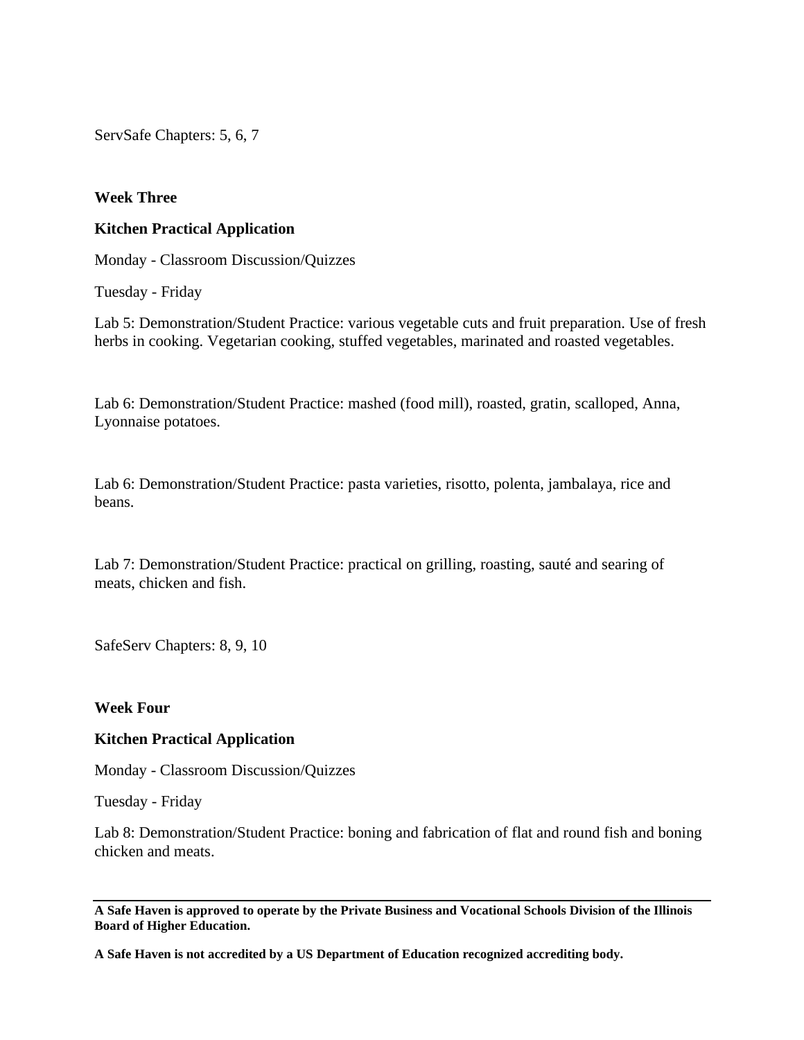ServSafe Chapters: 5, 6, 7

**Week Three**

**Kitchen Practical Application**

Monday - Classroom Discussion/Quizzes

Tuesday - Friday

Lab 5: Demonstration/Student Practice: various vegetable cuts and fruit preparation. Use of fresh herbs in cooking. Vegetarian cooking, stuffed vegetables, marinated and roasted vegetables.

Lab 6: Demonstration/Student Practice: mashed (food mill), roasted, gratin, scalloped, Anna, Lyonnaise potatoes.

Lab 6: Demonstration/Student Practice: pasta varieties, risotto, polenta, jambalaya, rice and beans.

Lab 7: Demonstration/Student Practice: practical on grilling, roasting, sauté and searing of meats, chicken and fish.

SafeServ Chapters: 8, 9, 10

**Week Four**

**Kitchen Practical Application**

Monday - Classroom Discussion/Quizzes

Tuesday - Friday

Lab 8: Demonstration/Student Practice: boning and fabrication of flat and round fish and boning chicken and meats.

**A Safe Haven is approved to operate by the Private Business and Vocational Schools Division of the Illinois Board of Higher Education.**

**A Safe Haven is not accredited by a US Department of Education recognized accrediting body.**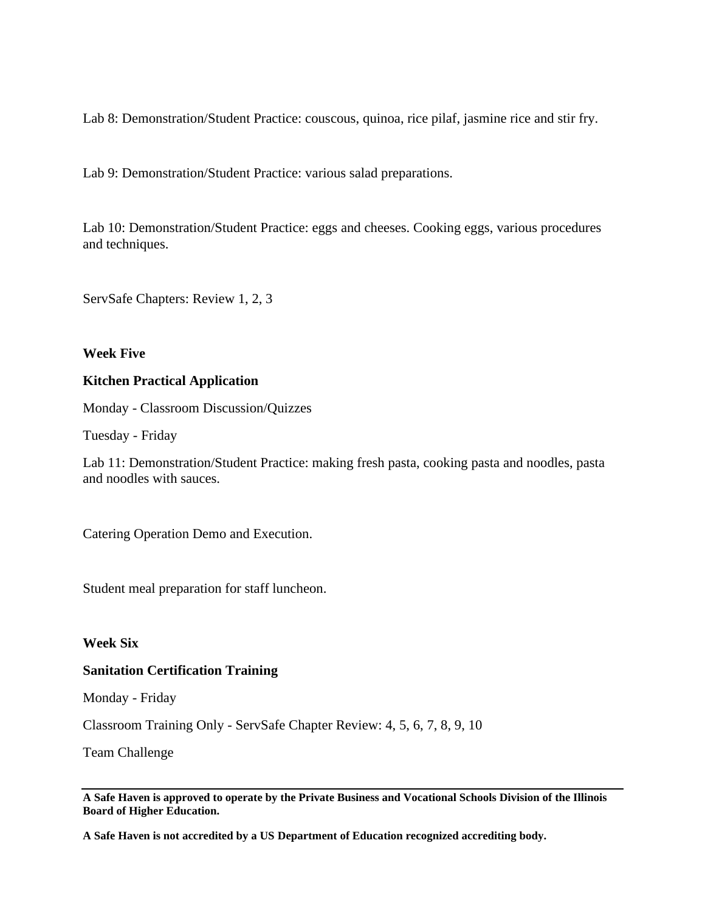Lab 8: Demonstration/Student Practice: couscous, quinoa, rice pilaf, jasmine rice and stir fry.

Lab 9: Demonstration/Student Practice: various salad preparations.

Lab 10: Demonstration/Student Practice: eggs and cheeses. Cooking eggs, various procedures and techniques.

ServSafe Chapters: Review 1, 2, 3

**Week Five**

**Kitchen Practical Application**

Monday - Classroom Discussion/Quizzes

Tuesday - Friday

Lab 11: Demonstration/Student Practice: making fresh pasta, cooking pasta and noodles, pasta and noodles with sauces.

Catering Operation Demo and Execution.

Student meal preparation for staff luncheon.

**Week Six**

**Sanitation Certification Training**

Monday - Friday

Classroom Training Only - ServSafe Chapter Review: 4, 5, 6, 7, 8, 9, 10

Team Challenge

---

**A Safe Haven is approved to operate by the Private Business and Vocational Schools Division of the Illinois Board of Higher Education.**

**A Safe Haven is not accredited by a US Department of Education recognized accrediting body.**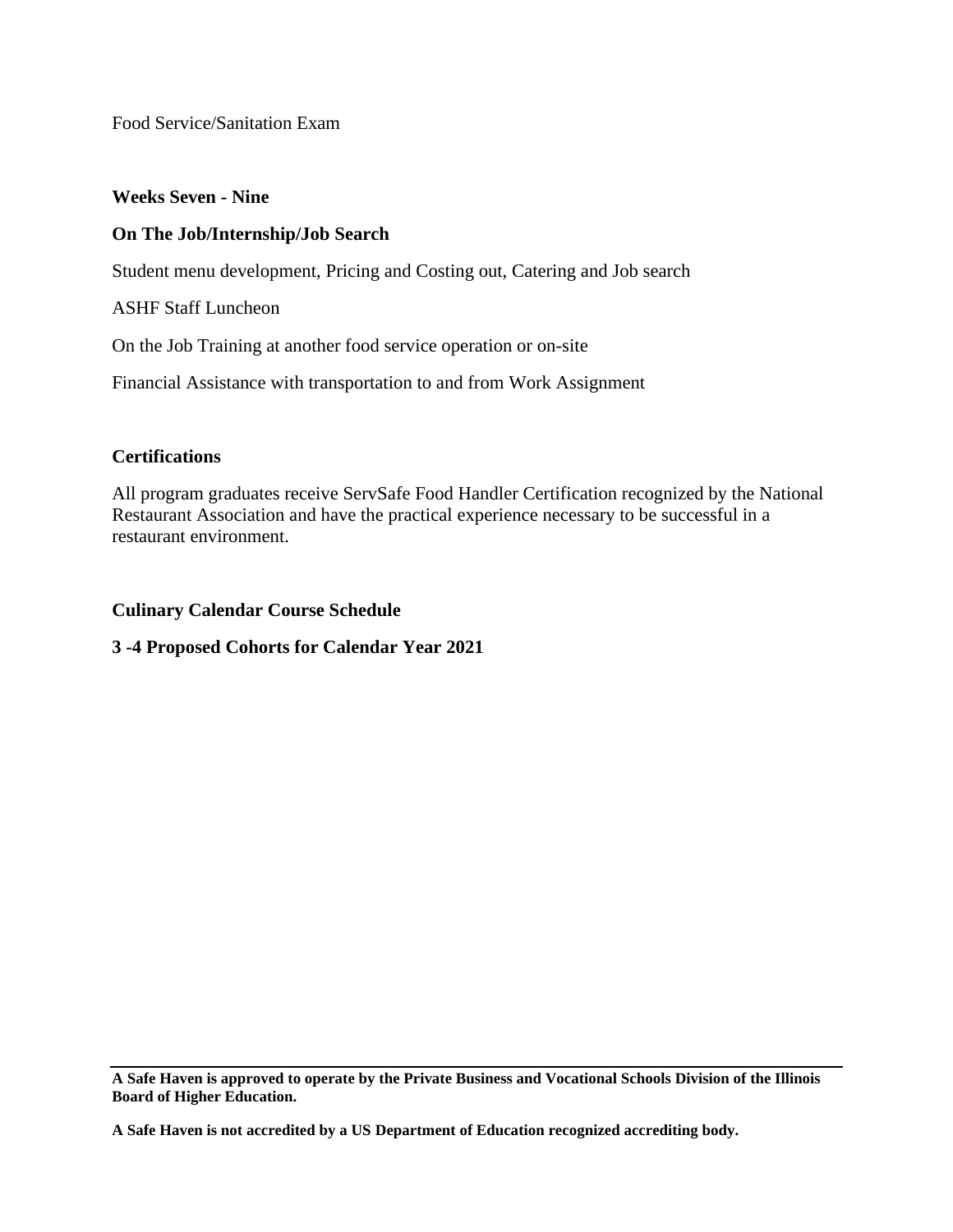Food Service/Sanitation Exam

**Weeks Seven - Nine**

**On The Job/Internship/Job Search**

Student menu development, Pricing and Costing out, Catering and Job search

ASHF Staff Luncheon

On the Job Training at another food service operation or on-site

Financial Assistance with transportation to and from Work Assignment

**Certifications**

All program graduates receive ServSafe Food Handler Certification recognized by the National Restaurant Association and have the practical experience necessary to be successful in a restaurant environment.

**Culinary Calendar Course Schedule**

**3 -4 Proposed Cohorts for Calendar Year 2021**

---

**A Safe Haven is approved to operate by the Private Business and Vocational Schools Division of the Illinois Board of Higher Education.**

**A Safe Haven is not accredited by a US Department of Education recognized accrediting body.**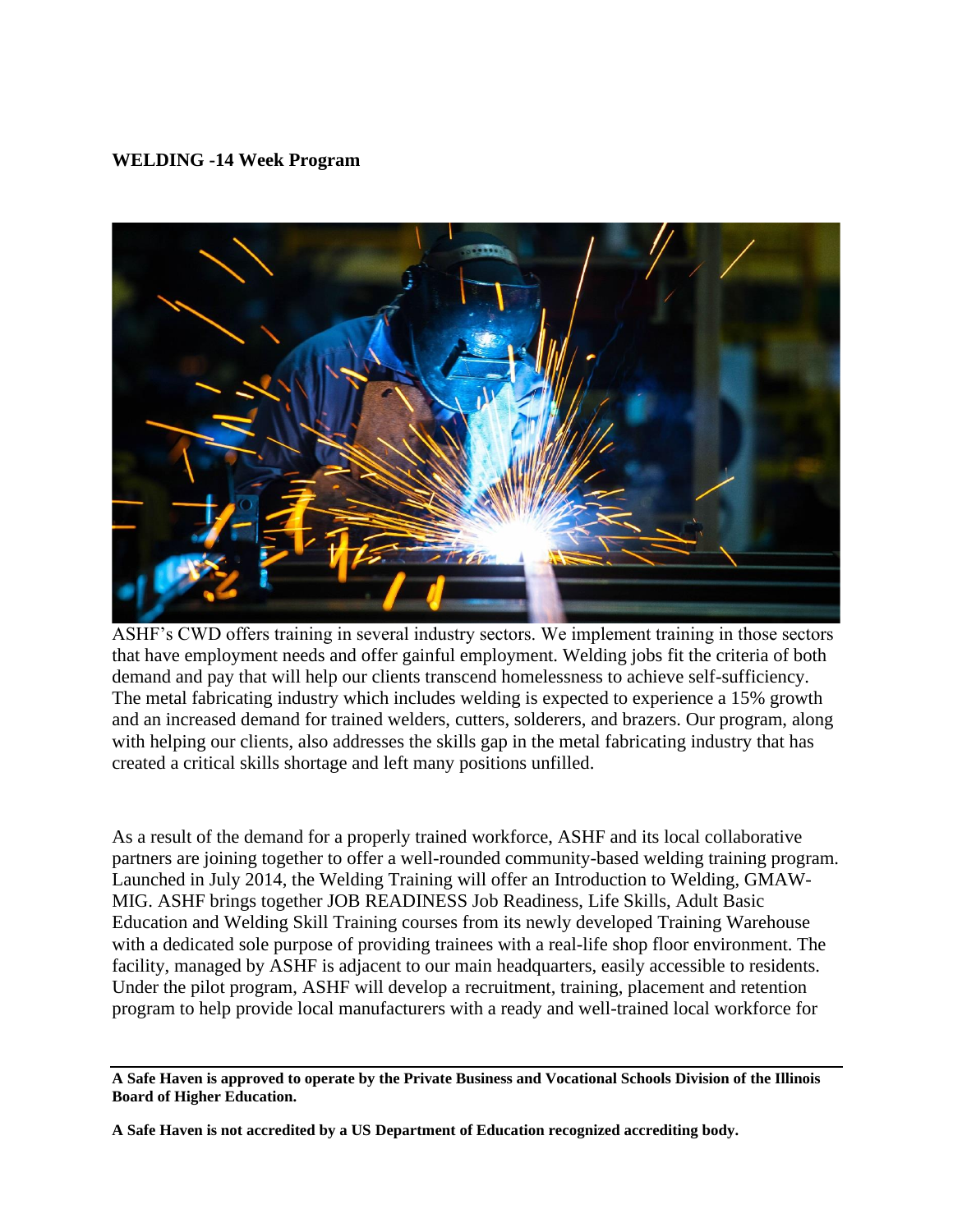**WELDING -14 Week Program**

ASHF's CWD offers training in several industry sectors. We implement training in those sectors that have employment needs and offer gainful employment. Welding jobs fit the criteria of both demand and pay that will help our clients transcend homelessness to achieve self-sufficiency. The metal fabricating industry which includes welding is expected to experience a 15% growth and an increased demand for trained welders, cutters, solderers, and brazers. Our program, along with helping our clients, also addresses the skills gap in the metal fabricating industry that has created a critical skills shortage and left many positions unfilled.

As a result of the demand for a properly trained workforce, ASHF and its local collaborative partners are joining together to offer a well-rounded community-based welding training program. Launched in July 2014, the Welding Training will offer an Introduction to Welding, GMAW-MIG. ASHF brings together JOB READINESS Job Readiness, Life Skills, Adult Basic Education and Welding Skill Training courses from its newly developed Training Warehouse with a dedicated sole purpose of providing trainees with a real-life shop floor environment. The facility, managed by ASHF is adjacent to our main headquarters, easily accessible to residents. Under the pilot program, ASHF will develop a recruitment, training, placement and retention program to help provide local manufacturers with a ready and well-trained local workforce for

**A Safe Haven is approved to operate by the Private Business and Vocational Schools Division of the Illinois Board of Higher Education.**

**A Safe Haven is not accredited by a US Department of Education recognized accrediting body.**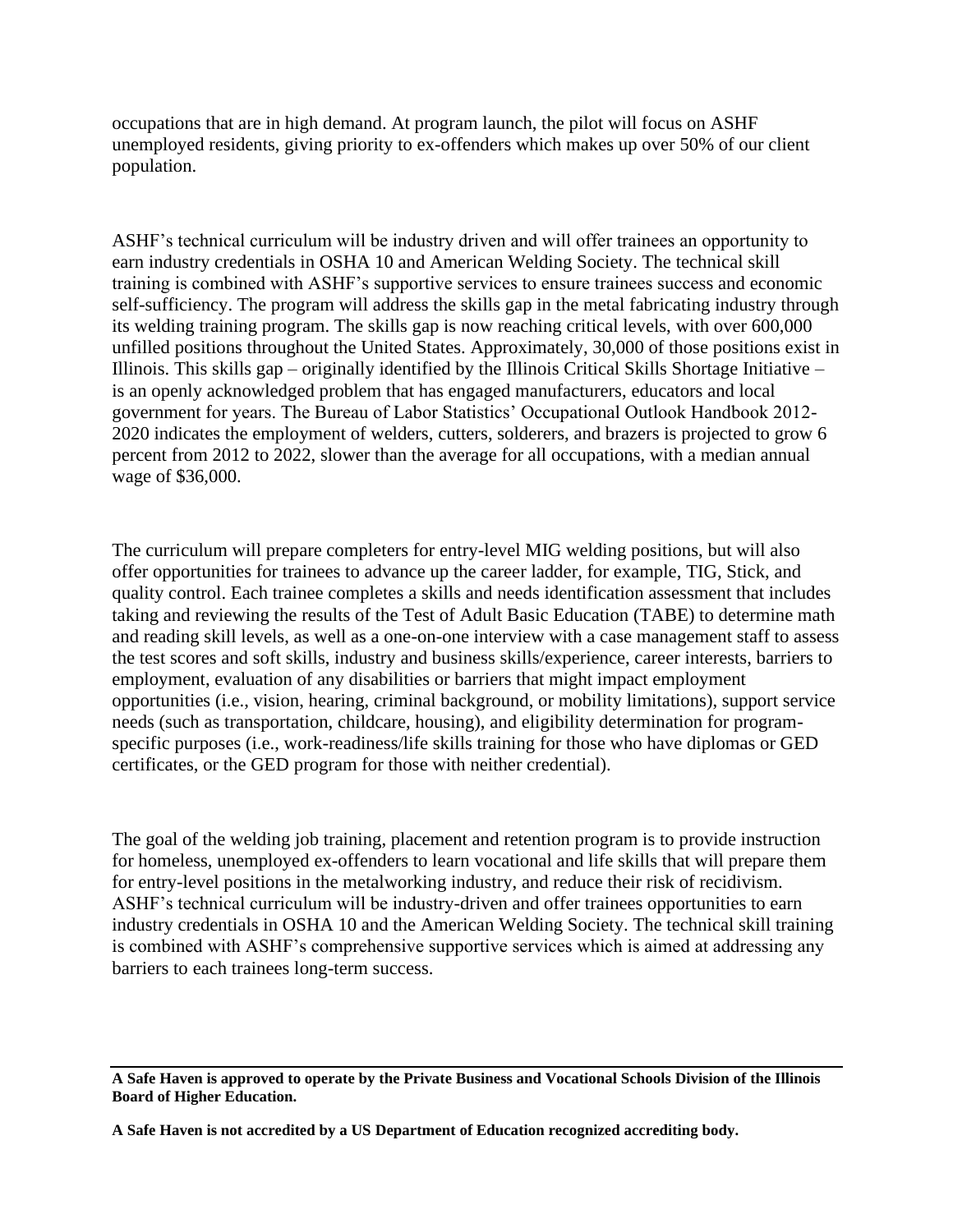occupations that are in high demand. At program launch, the pilot will focus on ASHF unemployed residents, giving priority to ex-offenders which makes up over 50% of our client population.

ASHF's technical curriculum will be industry driven and will offer trainees an opportunity to earn industry credentials in OSHA 10 and American Welding Society. The technical skill training is combined with ASHF's supportive services to ensure trainees success and economic self-sufficiency. The program will address the skills gap in the metal fabricating industry through its welding training program. The skills gap is now reaching critical levels, with over 600,000 unfilled positions throughout the United States. Approximately, 30,000 of those positions exist in Illinois. This skills gap – originally identified by the Illinois Critical Skills Shortage Initiative – is an openly acknowledged problem that has engaged manufacturers, educators and local government for years. The Bureau of Labor Statistics' Occupational Outlook Handbook 2012-2020 indicates the employment of welders, cutters, solderers, and brazers is projected to grow 6 percent from 2012 to 2022, slower than the average for all occupations, with a median annual wage of $36,000.

The curriculum will prepare completers for entry-level MIG welding positions, but will also offer opportunities for trainees to advance up the career ladder, for example, TIG, Stick, and quality control. Each trainee completes a skills and needs identification assessment that includes taking and reviewing the results of the Test of Adult Basic Education (TABE) to determine math and reading skill levels, as well as a one-on-one interview with a case management staff to assess the test scores and soft skills, industry and business skills/experience, career interests, barriers to employment, evaluation of any disabilities or barriers that might impact employment opportunities (i.e., vision, hearing, criminal background, or mobility limitations), support service needs (such as transportation, childcare, housing), and eligibility determination for program-specific purposes (i.e., work-readiness/life skills training for those who have diplomas or GED certificates, or the GED program for those with neither credential).

The goal of the welding job training, placement and retention program is to provide instruction for homeless, unemployed ex-offenders to learn vocational and life skills that will prepare them for entry-level positions in the metalworking industry, and reduce their risk of recidivism. ASHF's technical curriculum will be industry-driven and offer trainees opportunities to earn industry credentials in OSHA 10 and the American Welding Society. The technical skill training is combined with ASHF's comprehensive supportive services which is aimed at addressing any barriers to each trainees long-term success.

---

**A Safe Haven is approved to operate by the Private Business and Vocational Schools Division of the Illinois Board of Higher Education.**

**A Safe Haven is not accredited by a US Department of Education recognized accrediting body.**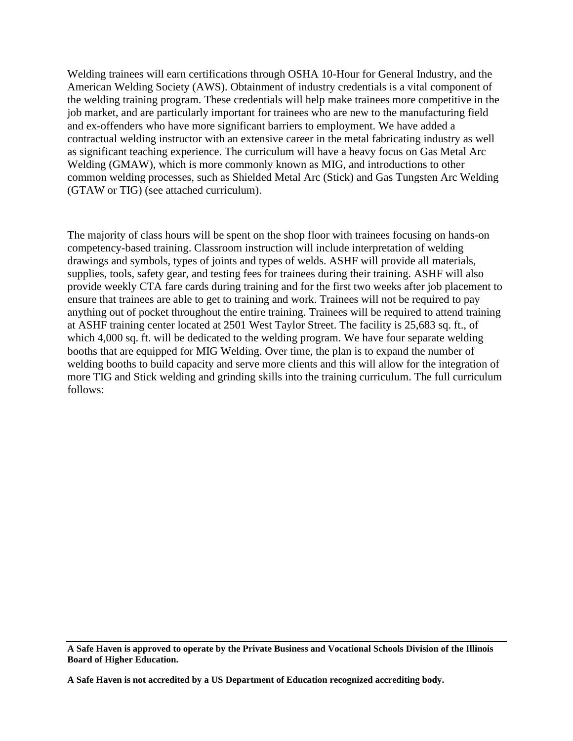Welding trainees will earn certifications through OSHA 10-Hour for General Industry, and the American Welding Society (AWS). Obtainment of industry credentials is a vital component of the welding training program. These credentials will help make trainees more competitive in the job market, and are particularly important for trainees who are new to the manufacturing field and ex-offenders who have more significant barriers to employment. We have added a contractual welding instructor with an extensive career in the metal fabricating industry as well as significant teaching experience. The curriculum will have a heavy focus on Gas Metal Arc Welding (GMAW), which is more commonly known as MIG, and introductions to other common welding processes, such as Shielded Metal Arc (Stick) and Gas Tungsten Arc Welding (GTAW or TIG) (see attached curriculum).

The majority of class hours will be spent on the shop floor with trainees focusing on hands-on competency-based training. Classroom instruction will include interpretation of welding drawings and symbols, types of joints and types of welds. ASHF will provide all materials, supplies, tools, safety gear, and testing fees for trainees during their training. ASHF will also provide weekly CTA fare cards during training and for the first two weeks after job placement to ensure that trainees are able to get to training and work. Trainees will not be required to pay anything out of pocket throughout the entire training. Trainees will be required to attend training at ASHF training center located at 2501 West Taylor Street. The facility is 25,683 sq. ft., of which 4,000 sq. ft. will be dedicated to the welding program. We have four separate welding booths that are equipped for MIG Welding. Over time, the plan is to expand the number of welding booths to build capacity and serve more clients and this will allow for the integration of more TIG and Stick welding and grinding skills into the training curriculum. The full curriculum follows:

**A Safe Haven is approved to operate by the Private Business and Vocational Schools Division of the Illinois Board of Higher Education.**

**A Safe Haven is not accredited by a US Department of Education recognized accrediting body.**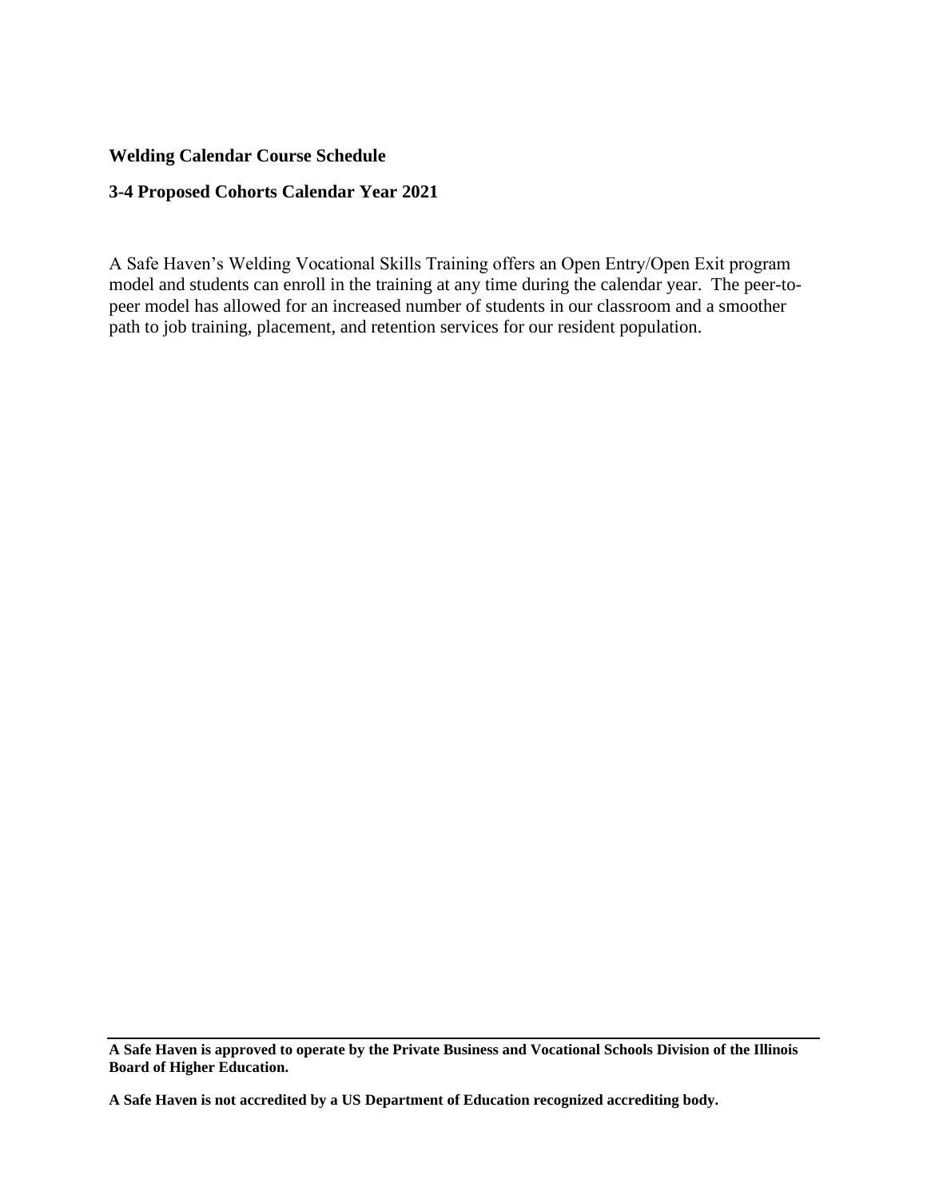**Welding Calendar Course Schedule**

**3-4 Proposed Cohorts Calendar Year 2021**

A Safe Haven's Welding Vocational Skills Training offers an Open Entry/Open Exit program model and students can enroll in the training at any time during the calendar year. The peer-to-peer model has allowed for an increased number of students in our classroom and a smoother path to job training, placement, and retention services for our resident population.

---

**A Safe Haven is approved to operate by the Private Business and Vocational Schools Division of the Illinois Board of Higher Education.**

**A Safe Haven is not accredited by a US Department of Education recognized accrediting body.**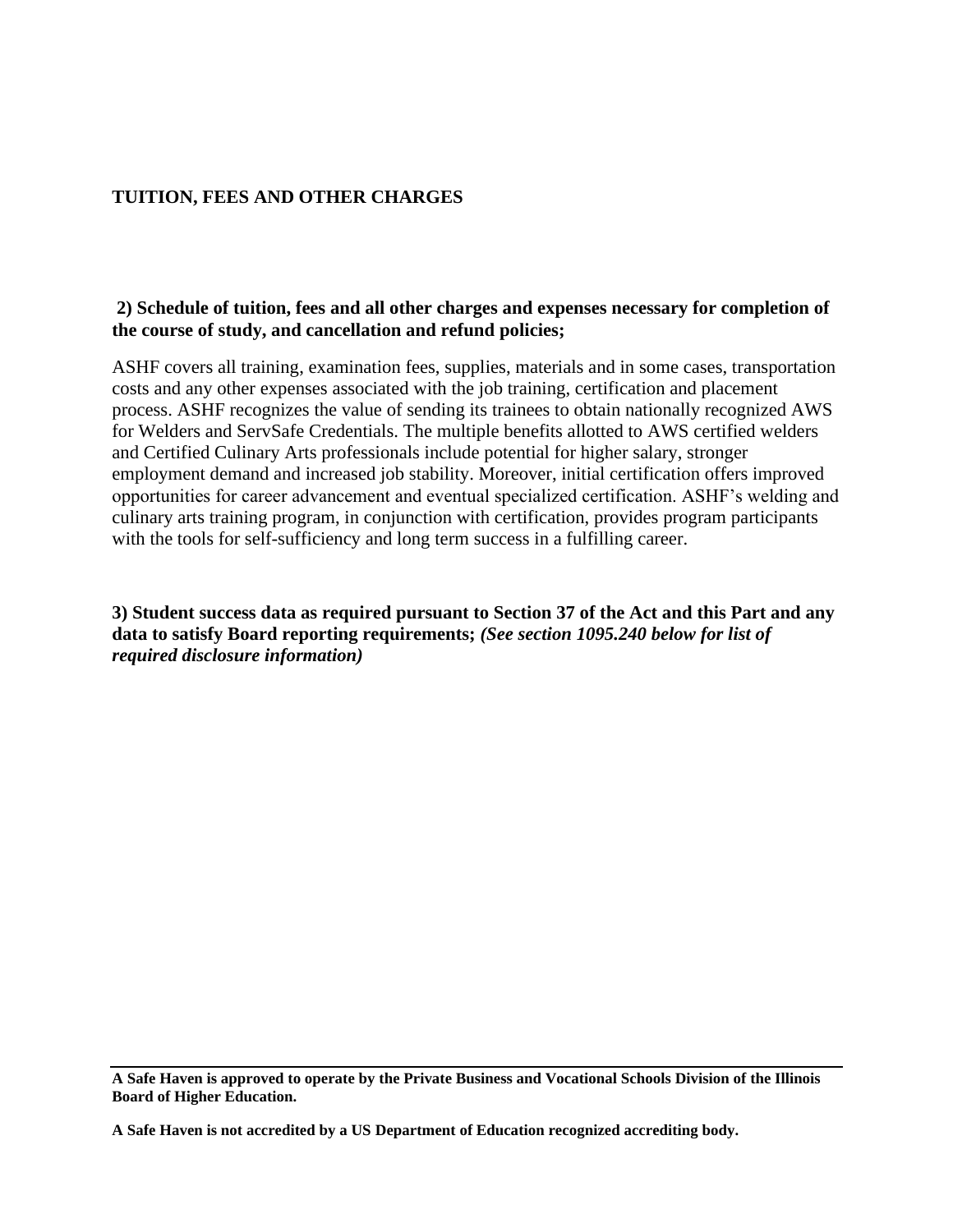## TUITION, FEES AND OTHER CHARGES

**2) Schedule of tuition, fees and all other charges and expenses necessary for completion of the course of study, and cancellation and refund policies;**

ASHF covers all training, examination fees, supplies, materials and in some cases, transportation costs and any other expenses associated with the job training, certification and placement process. ASHF recognizes the value of sending its trainees to obtain nationally recognized AWS for Welders and ServSafe Credentials. The multiple benefits allotted to AWS certified welders and Certified Culinary Arts professionals include potential for higher salary, stronger employment demand and increased job stability. Moreover, initial certification offers improved opportunities for career advancement and eventual specialized certification. ASHF's welding and culinary arts training program, in conjunction with certification, provides program participants with the tools for self-sufficiency and long term success in a fulfilling career.

**3) Student success data as required pursuant to Section 37 of the Act and this Part and any data to satisfy Board reporting requirements;** ***(See section 1095.240 below for list of required disclosure information)***

**A Safe Haven is approved to operate by the Private Business and Vocational Schools Division of the Illinois Board of Higher Education.**

**A Safe Haven is not accredited by a US Department of Education recognized accrediting body.**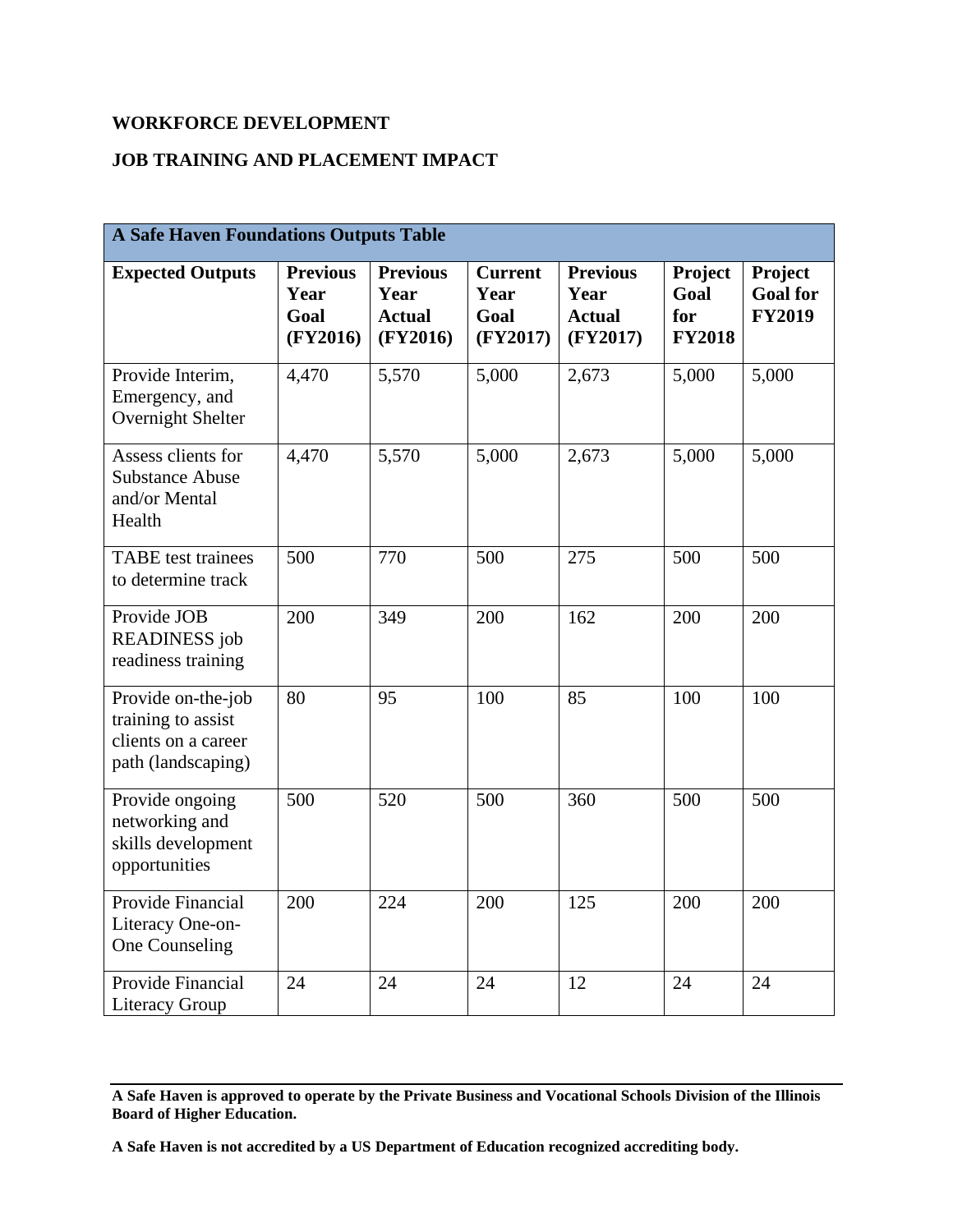**WORKFORCE DEVELOPMENT**

**JOB TRAINING AND PLACEMENT IMPACT**

| A Safe Haven Foundations Outputs Table | | | | | | |
|---|---|---|---|---|---|---|
| **Expected Outputs** | **Previous Year Goal (FY2016)** | **Previous Year Actual (FY2016)** | **Current Year Goal (FY2017)** | **Previous Year Actual (FY2017)** | **Project Goal for FY2018** | **Project Goal for FY2019** |
| Provide Interim, Emergency, and Overnight Shelter | 4,470 | 5,570 | 5,000 | 2,673 | 5,000 | 5,000 |
| Assess clients for Substance Abuse and/or Mental Health | 4,470 | 5,570 | 5,000 | 2,673 | 5,000 | 5,000 |
| TABE test trainees to determine track | 500 | 770 | 500 | 275 | 500 | 500 |
| Provide JOB READINESS job readiness training | 200 | 349 | 200 | 162 | 200 | 200 |
| Provide on-the-job training to assist clients on a career path (landscaping) | 80 | 95 | 100 | 85 | 100 | 100 |
| Provide ongoing networking and skills development opportunities | 500 | 520 | 500 | 360 | 500 | 500 |
| Provide Financial Literacy One-on-One Counseling | 200 | 224 | 200 | 125 | 200 | 200 |
| Provide Financial Literacy Group | 24 | 24 | 24 | 12 | 24 | 24 |

**A Safe Haven is approved to operate by the Private Business and Vocational Schools Division of the Illinois Board of Higher Education.**

**A Safe Haven is not accredited by a US Department of Education recognized accrediting body.**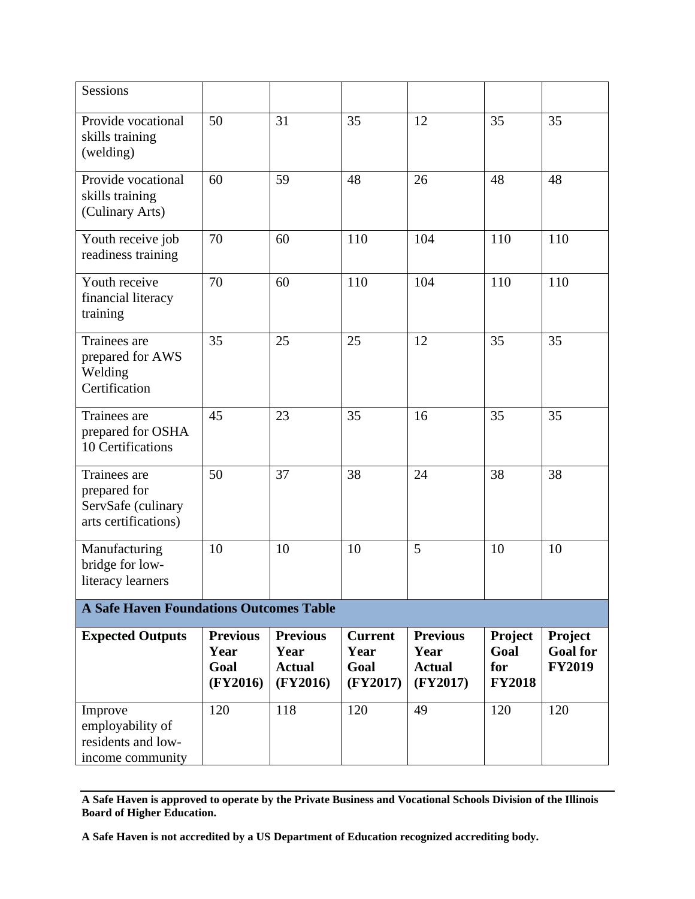| Sessions | | | | | | |
|---|---|---|---|---|---|---|
| Provide vocational skills training (welding) | 50 | 31 | 35 | 12 | 35 | 35 |
| Provide vocational skills training (Culinary Arts) | 60 | 59 | 48 | 26 | 48 | 48 |
| Youth receive job readiness training | 70 | 60 | 110 | 104 | 110 | 110 |
| Youth receive financial literacy training | 70 | 60 | 110 | 104 | 110 | 110 |
| Trainees are prepared for AWS Welding Certification | 35 | 25 | 25 | 12 | 35 | 35 |
| Trainees are prepared for OSHA 10 Certifications | 45 | 23 | 35 | 16 | 35 | 35 |
| Trainees are prepared for ServSafe (culinary arts certifications) | 50 | 37 | 38 | 24 | 38 | 38 |
| Manufacturing bridge for low-literacy learners | 10 | 10 | 10 | 5 | 10 | 10 |

**A Safe Haven Foundations Outcomes Table**

| **Expected Outputs** | **Previous Year Goal (FY2016)** | **Previous Year Actual (FY2016)** | **Current Year Goal (FY2017)** | **Previous Year Actual (FY2017)** | **Project Goal for FY2018** | **Project Goal for FY2019** |
|---|---|---|---|---|---|---|
| Improve employability of residents and low-income community | 120 | 118 | 120 | 49 | 120 | 120 |

---

**A Safe Haven is approved to operate by the Private Business and Vocational Schools Division of the Illinois Board of Higher Education.**

**A Safe Haven is not accredited by a US Department of Education recognized accrediting body.**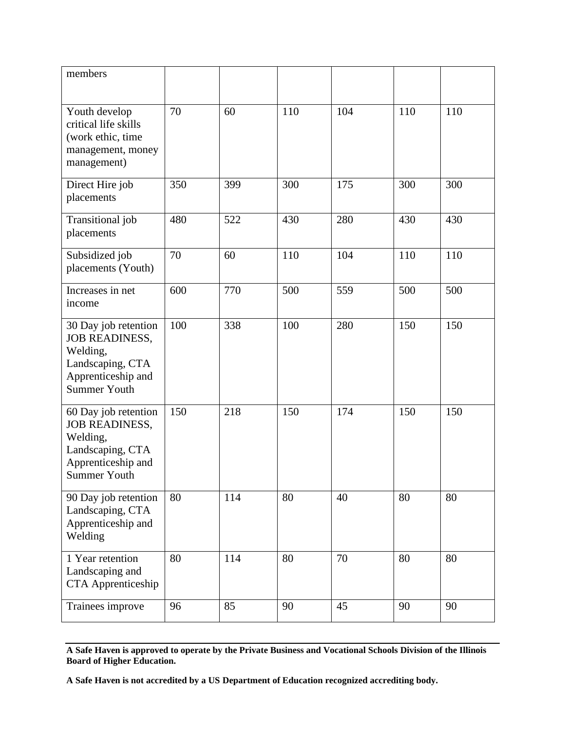| members | | | | | | |
|---|---|---|---|---|---|---|
| Youth develop critical life skills (work ethic, time management, money management) | 70 | 60 | 110 | 104 | 110 | 110 |
| Direct Hire job placements | 350 | 399 | 300 | 175 | 300 | 300 |
| Transitional job placements | 480 | 522 | 430 | 280 | 430 | 430 |
| Subsidized job placements (Youth) | 70 | 60 | 110 | 104 | 110 | 110 |
| Increases in net income | 600 | 770 | 500 | 559 | 500 | 500 |
| 30 Day job retention JOB READINESS, Welding, Landscaping, CTA Apprenticeship and Summer Youth | 100 | 338 | 100 | 280 | 150 | 150 |
| 60 Day job retention JOB READINESS, Welding, Landscaping, CTA Apprenticeship and Summer Youth | 150 | 218 | 150 | 174 | 150 | 150 |
| 90 Day job retention Landscaping, CTA Apprenticeship and Welding | 80 | 114 | 80 | 40 | 80 | 80 |
| 1 Year retention Landscaping and CTA Apprenticeship | 80 | 114 | 80 | 70 | 80 | 80 |
| Trainees improve | 96 | 85 | 90 | 45 | 90 | 90 |

**A Safe Haven is approved to operate by the Private Business and Vocational Schools Division of the Illinois Board of Higher Education.**

**A Safe Haven is not accredited by a US Department of Education recognized accrediting body.**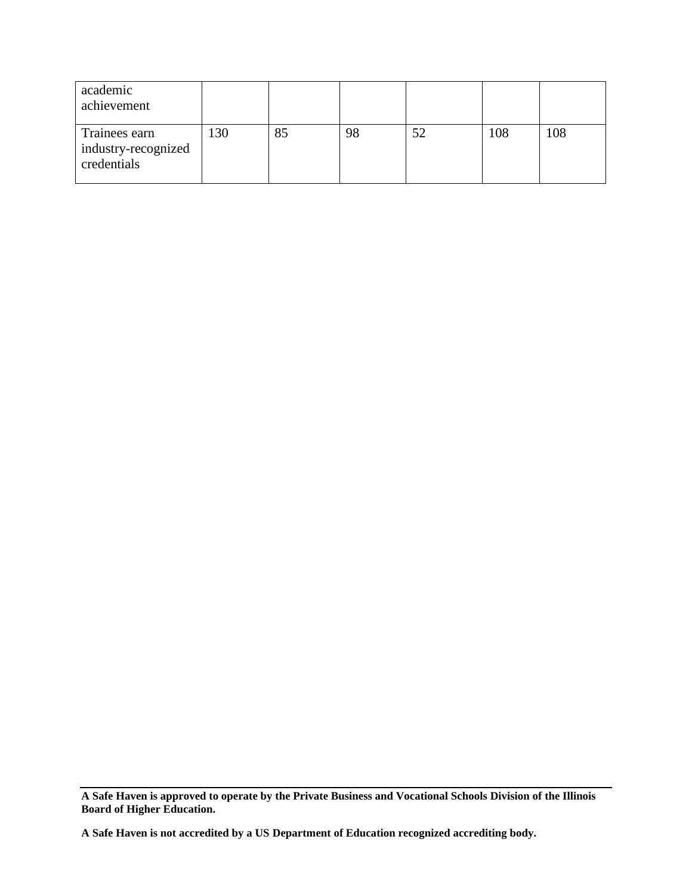| academic achievement | | | | | | |
|---|---|---|---|---|---|---|
| Trainees earn industry-recognized credentials | 130 | 85 | 98 | 52 | 108 | 108 |

**A Safe Haven is approved to operate by the Private Business and Vocational Schools Division of the Illinois Board of Higher Education.**

**A Safe Haven is not accredited by a US Department of Education recognized accrediting body.**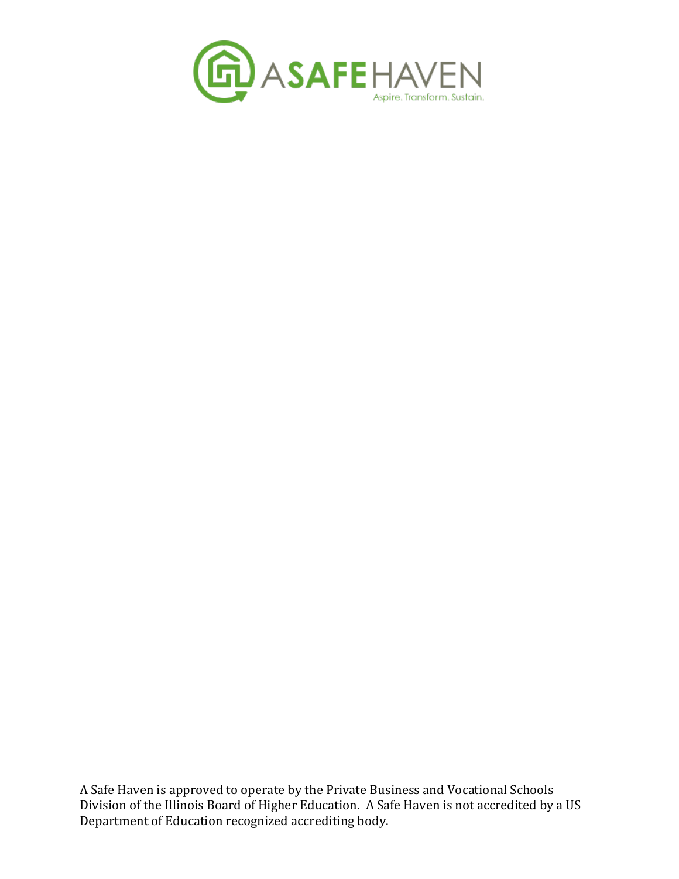A Safe Haven is approved to operate by the Private Business and Vocational Schools Division of the Illinois Board of Higher Education. A Safe Haven is not accredited by a US Department of Education recognized accrediting body.